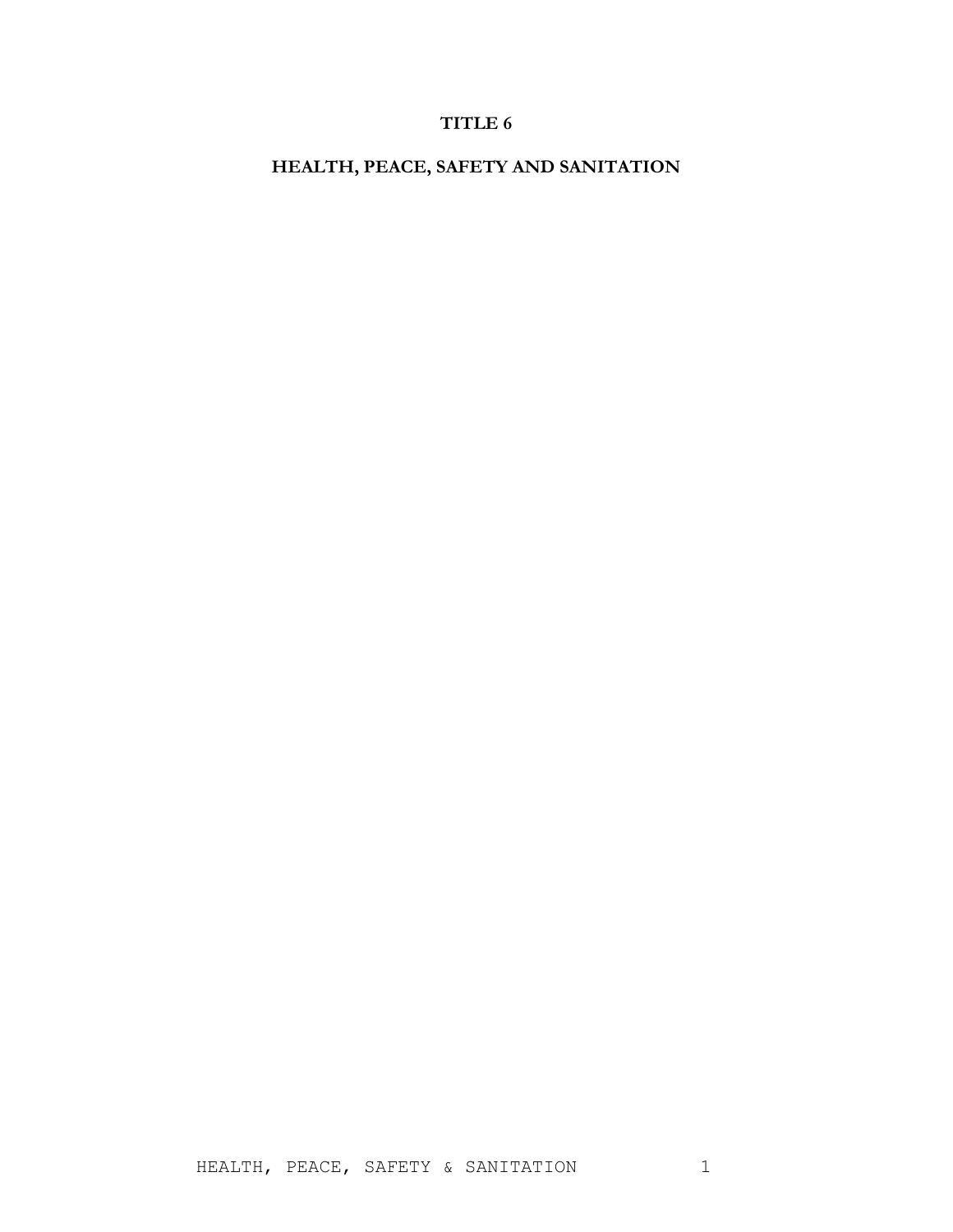# TITLE 6

## HEALTH, PEACE, SAFETY AND SANITATION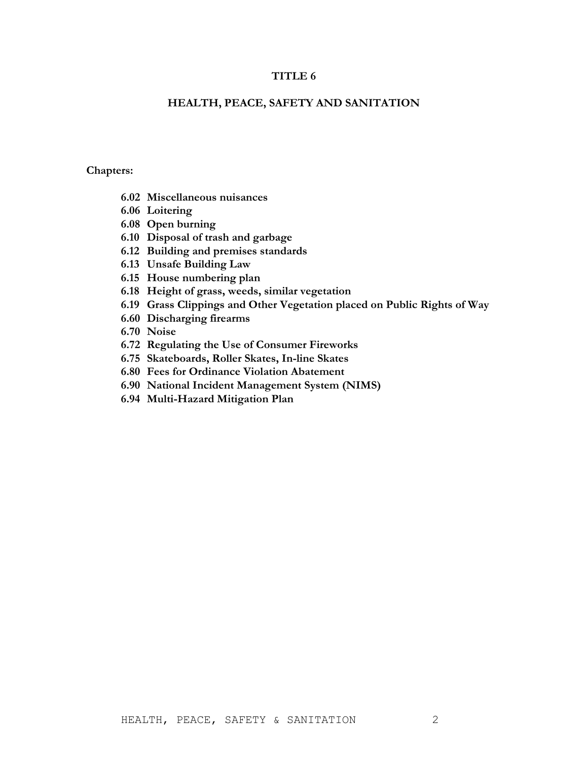# TITLE 6

## HEALTH, PEACE, SAFETY AND SANITATION

**Chapters:**

- **6.02 Miscellaneous nuisances**
- **6.06 Loitering**
- **6.08 Open burning**
- **6.10 Disposal of trash and garbage**
- **6.12 Building and premises standards**
- **6.13 Unsafe Building Law**
- **6.15 House numbering plan**
- **6.18 Height of grass, weeds, similar vegetation**
- **6.19 Grass Clippings and Other Vegetation placed on Public Rights of Way**
- **6.60 Discharging firearms**
- **6.70 Noise**
- **6.72 Regulating the Use of Consumer Fireworks**
- **6.75 Skateboards, Roller Skates, In-line Skates**
- **6.80 Fees for Ordinance Violation Abatement**
- **6.90 National Incident Management System (NIMS)**
- **6.94 Multi-Hazard Mitigation Plan**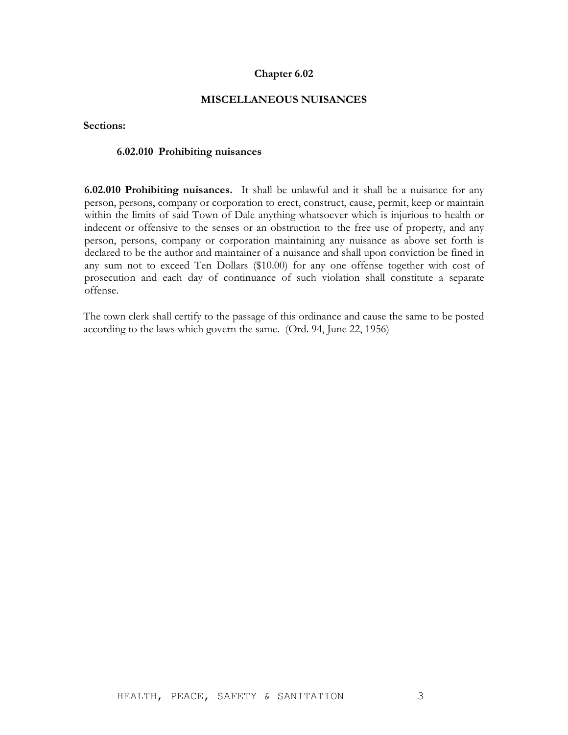# Chapter 6.02

## MISCELLANEOUS NUISANCES

**Sections:**

**6.02.010 Prohibiting nuisances**

**6.02.010 Prohibiting nuisances.** It shall be unlawful and it shall be a nuisance for any person, persons, company or corporation to erect, construct, cause, permit, keep or maintain within the limits of said Town of Dale anything whatsoever which is injurious to health or indecent or offensive to the senses or an obstruction to the free use of property, and any person, persons, company or corporation maintaining any nuisance as above set forth is declared to be the author and maintainer of a nuisance and shall upon conviction be fined in any sum not to exceed Ten Dollars ($10.00) for any one offense together with cost of prosecution and each day of continuance of such violation shall constitute a separate offense.

The town clerk shall certify to the passage of this ordinance and cause the same to be posted according to the laws which govern the same. (Ord. 94, June 22, 1956)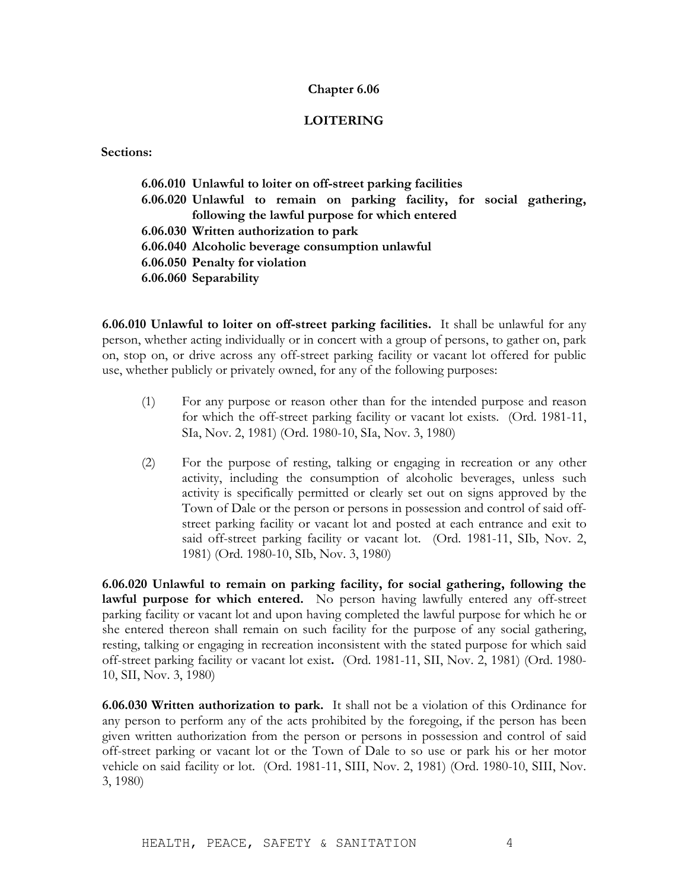# Chapter 6.06

## LOITERING

**Sections:**

**6.06.010 Unlawful to loiter on off-street parking facilities**
**6.06.020 Unlawful to remain on parking facility, for social gathering, following the lawful purpose for which entered**
**6.06.030 Written authorization to park**
**6.06.040 Alcoholic beverage consumption unlawful**
**6.06.050 Penalty for violation**
**6.06.060 Separability**

**6.06.010 Unlawful to loiter on off-street parking facilities.** It shall be unlawful for any person, whether acting individually or in concert with a group of persons, to gather on, park on, stop on, or drive across any off-street parking facility or vacant lot offered for public use, whether publicly or privately owned, for any of the following purposes:

(1) For any purpose or reason other than for the intended purpose and reason for which the off-street parking facility or vacant lot exists. (Ord. 1981-11, SIa, Nov. 2, 1981) (Ord. 1980-10, SIa, Nov. 3, 1980)

(2) For the purpose of resting, talking or engaging in recreation or any other activity, including the consumption of alcoholic beverages, unless such activity is specifically permitted or clearly set out on signs approved by the Town of Dale or the person or persons in possession and control of said off-street parking facility or vacant lot and posted at each entrance and exit to said off-street parking facility or vacant lot. (Ord. 1981-11, SIb, Nov. 2, 1981) (Ord. 1980-10, SIb, Nov. 3, 1980)

**6.06.020 Unlawful to remain on parking facility, for social gathering, following the lawful purpose for which entered.** No person having lawfully entered any off-street parking facility or vacant lot and upon having completed the lawful purpose for which he or she entered thereon shall remain on such facility for the purpose of any social gathering, resting, talking or engaging in recreation inconsistent with the stated purpose for which said off-street parking facility or vacant lot exist**.** (Ord. 1981-11, SII, Nov. 2, 1981) (Ord. 1980-10, SII, Nov. 3, 1980)

**6.06.030 Written authorization to park.** It shall not be a violation of this Ordinance for any person to perform any of the acts prohibited by the foregoing, if the person has been given written authorization from the person or persons in possession and control of said off-street parking or vacant lot or the Town of Dale to so use or park his or her motor vehicle on said facility or lot. (Ord. 1981-11, SIII, Nov. 2, 1981) (Ord. 1980-10, SIII, Nov. 3, 1980)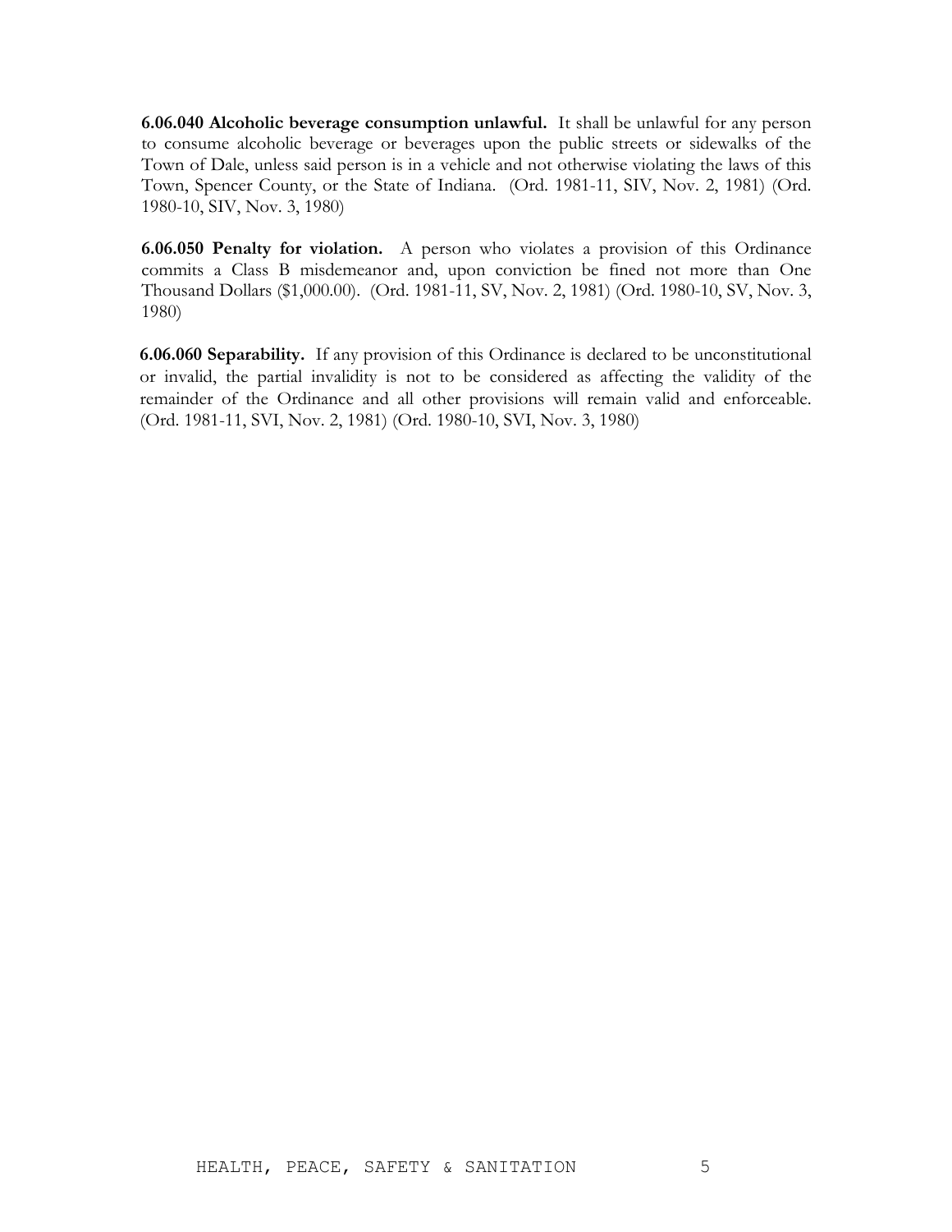**6.06.040 Alcoholic beverage consumption unlawful.** It shall be unlawful for any person to consume alcoholic beverage or beverages upon the public streets or sidewalks of the Town of Dale, unless said person is in a vehicle and not otherwise violating the laws of this Town, Spencer County, or the State of Indiana. (Ord. 1981-11, SIV, Nov. 2, 1981) (Ord. 1980-10, SIV, Nov. 3, 1980)

**6.06.050 Penalty for violation.** A person who violates a provision of this Ordinance commits a Class B misdemeanor and, upon conviction be fined not more than One Thousand Dollars ($1,000.00). (Ord. 1981-11, SV, Nov. 2, 1981) (Ord. 1980-10, SV, Nov. 3, 1980)

**6.06.060 Separability.** If any provision of this Ordinance is declared to be unconstitutional or invalid, the partial invalidity is not to be considered as affecting the validity of the remainder of the Ordinance and all other provisions will remain valid and enforceable. (Ord. 1981-11, SVI, Nov. 2, 1981) (Ord. 1980-10, SVI, Nov. 3, 1980)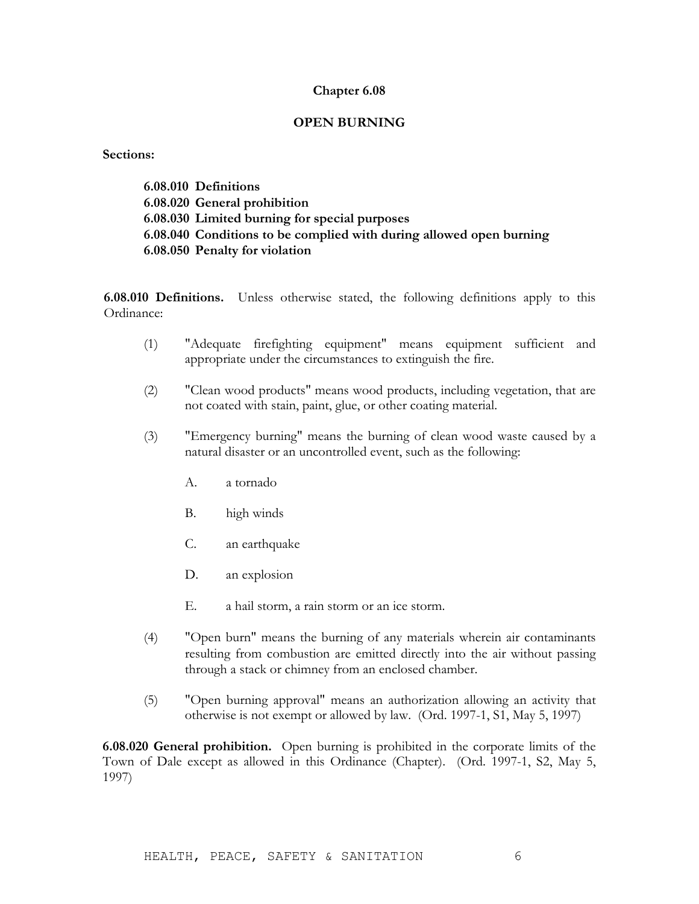# Chapter 6.08

## OPEN BURNING

**Sections:**

- **6.08.010 Definitions**
- **6.08.020 General prohibition**
- **6.08.030 Limited burning for special purposes**
- **6.08.040 Conditions to be complied with during allowed open burning**
- **6.08.050 Penalty for violation**

**6.08.010 Definitions.** Unless otherwise stated, the following definitions apply to this Ordinance:

(1) "Adequate firefighting equipment" means equipment sufficient and appropriate under the circumstances to extinguish the fire.

(2) "Clean wood products" means wood products, including vegetation, that are not coated with stain, paint, glue, or other coating material.

(3) "Emergency burning" means the burning of clean wood waste caused by a natural disaster or an uncontrolled event, such as the following:

A. a tornado

B. high winds

C. an earthquake

D. an explosion

E. a hail storm, a rain storm or an ice storm.

(4) "Open burn" means the burning of any materials wherein air contaminants resulting from combustion are emitted directly into the air without passing through a stack or chimney from an enclosed chamber.

(5) "Open burning approval" means an authorization allowing an activity that otherwise is not exempt or allowed by law. (Ord. 1997-1, S1, May 5, 1997)

**6.08.020 General prohibition.** Open burning is prohibited in the corporate limits of the Town of Dale except as allowed in this Ordinance (Chapter). (Ord. 1997-1, S2, May 5, 1997)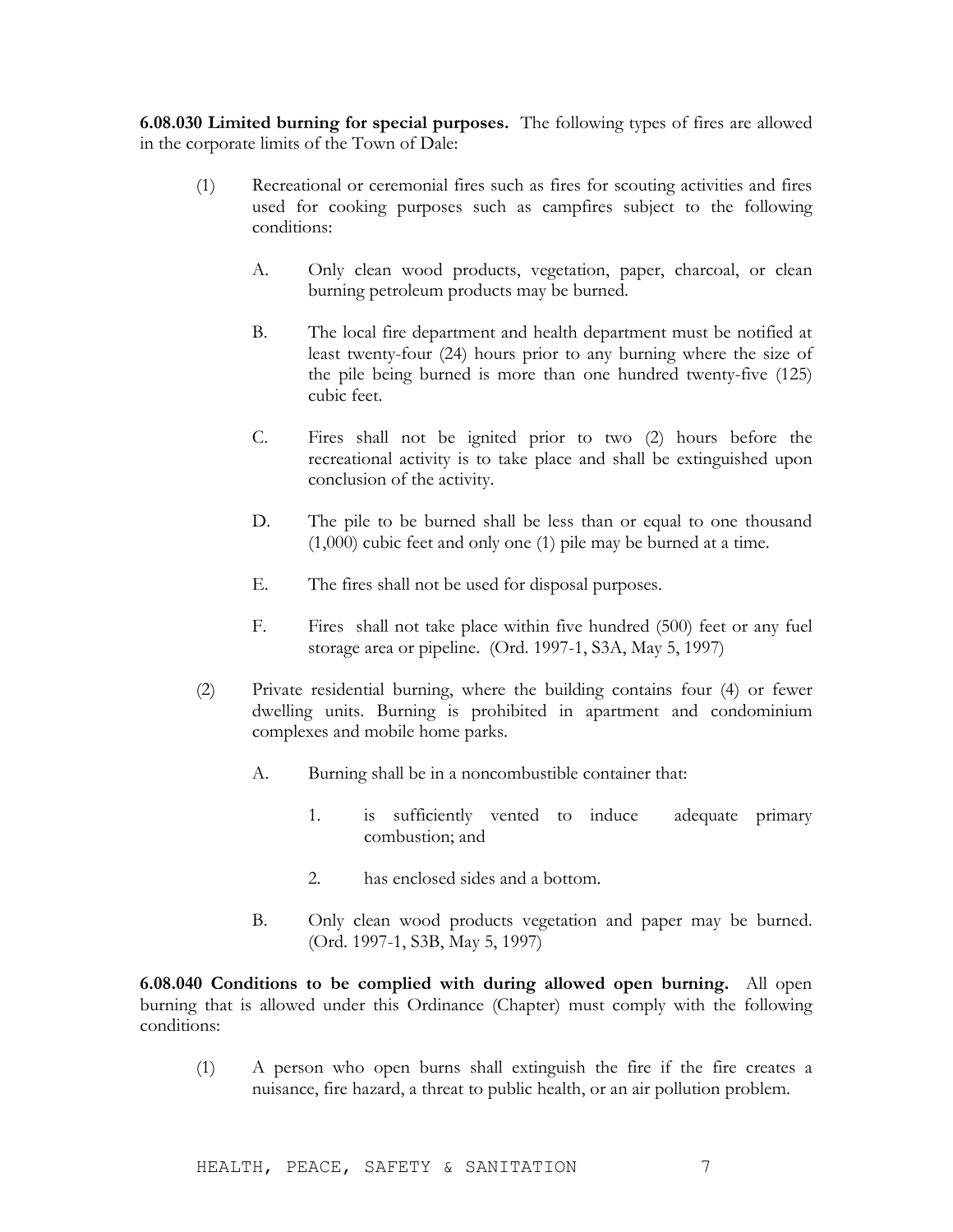**6.08.030 Limited burning for special purposes.** The following types of fires are allowed in the corporate limits of the Town of Dale:

(1) Recreational or ceremonial fires such as fires for scouting activities and fires used for cooking purposes such as campfires subject to the following conditions:

A. Only clean wood products, vegetation, paper, charcoal, or clean burning petroleum products may be burned.

B. The local fire department and health department must be notified at least twenty-four (24) hours prior to any burning where the size of the pile being burned is more than one hundred twenty-five (125) cubic feet.

C. Fires shall not be ignited prior to two (2) hours before the recreational activity is to take place and shall be extinguished upon conclusion of the activity.

D. The pile to be burned shall be less than or equal to one thousand (1,000) cubic feet and only one (1) pile may be burned at a time.

E. The fires shall not be used for disposal purposes.

F. Fires shall not take place within five hundred (500) feet or any fuel storage area or pipeline. (Ord. 1997-1, S3A, May 5, 1997)

(2) Private residential burning, where the building contains four (4) or fewer dwelling units. Burning is prohibited in apartment and condominium complexes and mobile home parks.

A. Burning shall be in a noncombustible container that:

1. is sufficiently vented to induce adequate primary combustion; and

2. has enclosed sides and a bottom.

B. Only clean wood products vegetation and paper may be burned. (Ord. 1997-1, S3B, May 5, 1997)

**6.08.040 Conditions to be complied with during allowed open burning.** All open burning that is allowed under this Ordinance (Chapter) must comply with the following conditions:

(1) A person who open burns shall extinguish the fire if the fire creates a nuisance, fire hazard, a threat to public health, or an air pollution problem.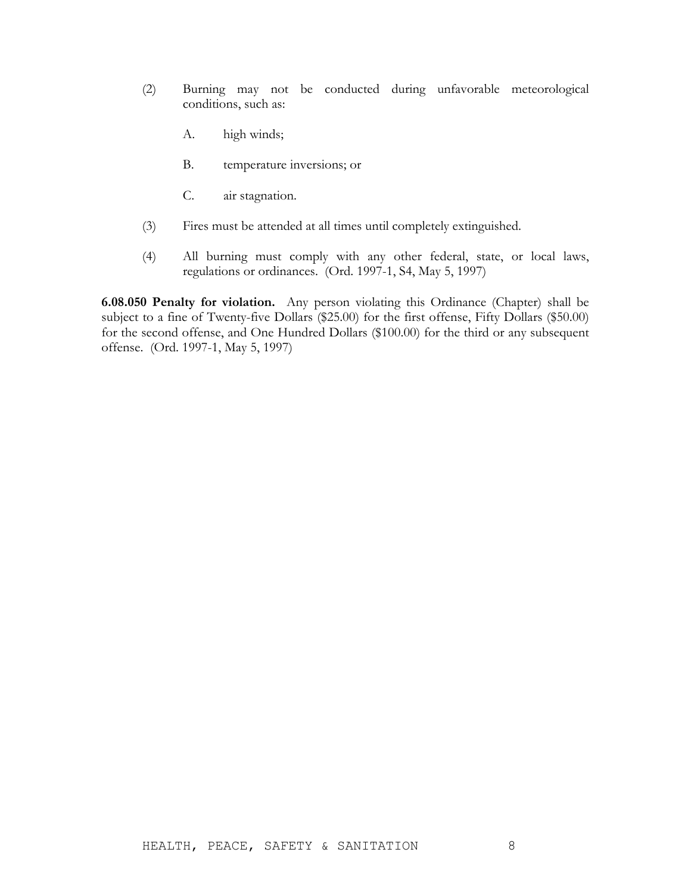(2) Burning may not be conducted during unfavorable meteorological conditions, such as:

   A. high winds;

   B. temperature inversions; or

   C. air stagnation.

(3) Fires must be attended at all times until completely extinguished.

(4) All burning must comply with any other federal, state, or local laws, regulations or ordinances. (Ord. 1997-1, S4, May 5, 1997)

**6.08.050 Penalty for violation.** Any person violating this Ordinance (Chapter) shall be subject to a fine of Twenty-five Dollars ($25.00) for the first offense, Fifty Dollars ($50.00) for the second offense, and One Hundred Dollars ($100.00) for the third or any subsequent offense. (Ord. 1997-1, May 5, 1997)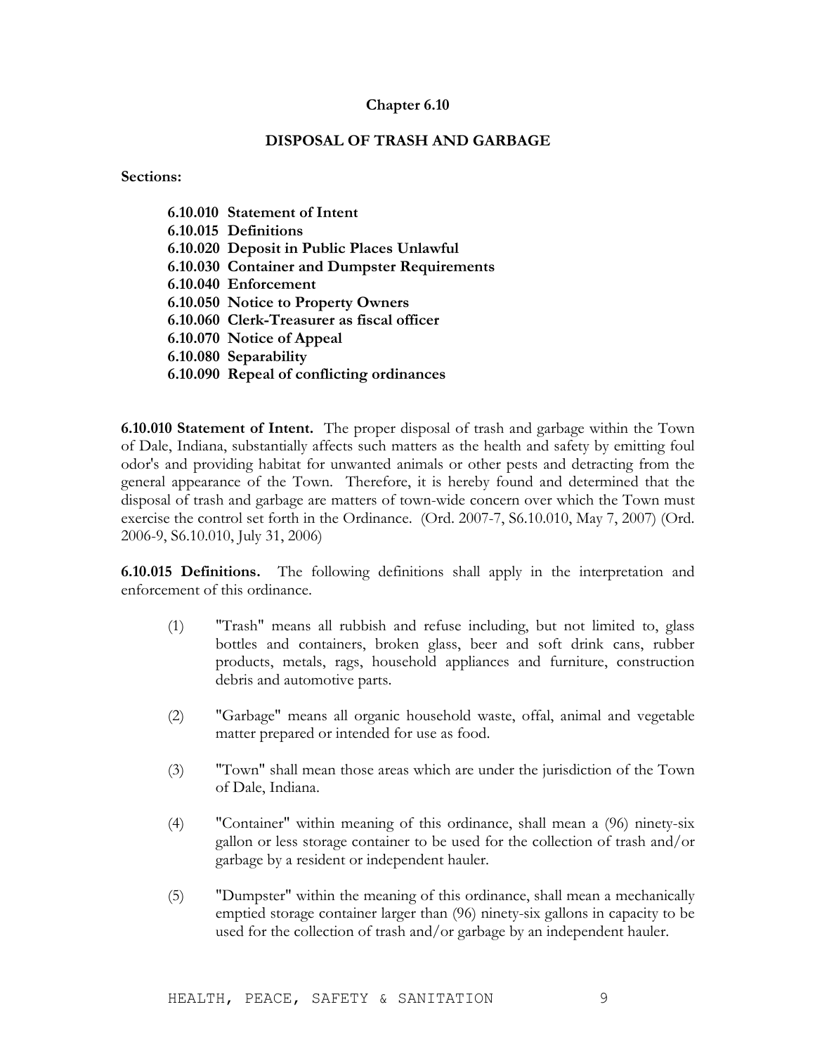# Chapter 6.10

## DISPOSAL OF TRASH AND GARBAGE

**Sections:**

- **6.10.010 Statement of Intent**
- **6.10.015 Definitions**
- **6.10.020 Deposit in Public Places Unlawful**
- **6.10.030 Container and Dumpster Requirements**
- **6.10.040 Enforcement**
- **6.10.050 Notice to Property Owners**
- **6.10.060 Clerk-Treasurer as fiscal officer**
- **6.10.070 Notice of Appeal**
- **6.10.080 Separability**
- **6.10.090 Repeal of conflicting ordinances**

**6.10.010 Statement of Intent.** The proper disposal of trash and garbage within the Town of Dale, Indiana, substantially affects such matters as the health and safety by emitting foul odor's and providing habitat for unwanted animals or other pests and detracting from the general appearance of the Town. Therefore, it is hereby found and determined that the disposal of trash and garbage are matters of town-wide concern over which the Town must exercise the control set forth in the Ordinance. (Ord. 2007-7, S6.10.010, May 7, 2007) (Ord. 2006-9, S6.10.010, July 31, 2006)

**6.10.015 Definitions.** The following definitions shall apply in the interpretation and enforcement of this ordinance.

(1) "Trash" means all rubbish and refuse including, but not limited to, glass bottles and containers, broken glass, beer and soft drink cans, rubber products, metals, rags, household appliances and furniture, construction debris and automotive parts.

(2) "Garbage" means all organic household waste, offal, animal and vegetable matter prepared or intended for use as food.

(3) "Town" shall mean those areas which are under the jurisdiction of the Town of Dale, Indiana.

(4) "Container" within meaning of this ordinance, shall mean a (96) ninety-six gallon or less storage container to be used for the collection of trash and/or garbage by a resident or independent hauler.

(5) "Dumpster" within the meaning of this ordinance, shall mean a mechanically emptied storage container larger than (96) ninety-six gallons in capacity to be used for the collection of trash and/or garbage by an independent hauler.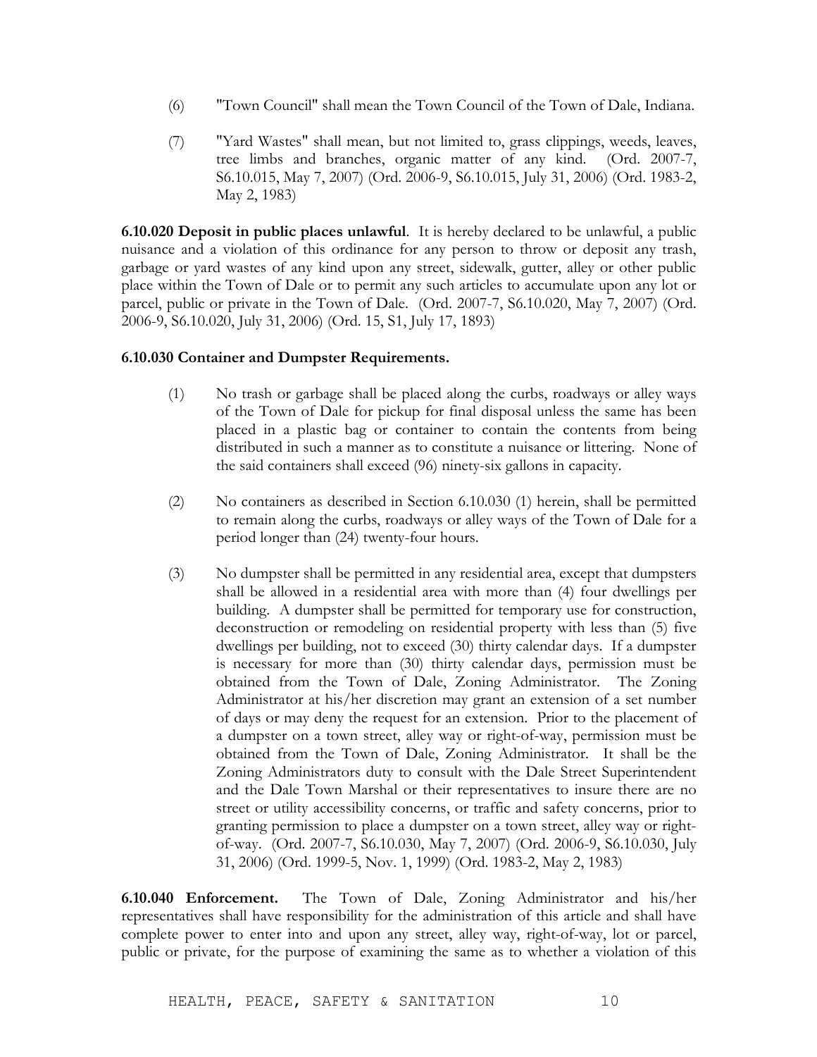(6) "Town Council" shall mean the Town Council of the Town of Dale, Indiana.

(7) "Yard Wastes" shall mean, but not limited to, grass clippings, weeds, leaves, tree limbs and branches, organic matter of any kind. (Ord. 2007-7, S6.10.015, May 7, 2007) (Ord. 2006-9, S6.10.015, July 31, 2006) (Ord. 1983-2, May 2, 1983)

**6.10.020 Deposit in public places unlawful**. It is hereby declared to be unlawful, a public nuisance and a violation of this ordinance for any person to throw or deposit any trash, garbage or yard wastes of any kind upon any street, sidewalk, gutter, alley or other public place within the Town of Dale or to permit any such articles to accumulate upon any lot or parcel, public or private in the Town of Dale. (Ord. 2007-7, S6.10.020, May 7, 2007) (Ord. 2006-9, S6.10.020, July 31, 2006) (Ord. 15, S1, July 17, 1893)

**6.10.030 Container and Dumpster Requirements.**

(1) No trash or garbage shall be placed along the curbs, roadways or alley ways of the Town of Dale for pickup for final disposal unless the same has been placed in a plastic bag or container to contain the contents from being distributed in such a manner as to constitute a nuisance or littering. None of the said containers shall exceed (96) ninety-six gallons in capacity.

(2) No containers as described in Section 6.10.030 (1) herein, shall be permitted to remain along the curbs, roadways or alley ways of the Town of Dale for a period longer than (24) twenty-four hours.

(3) No dumpster shall be permitted in any residential area, except that dumpsters shall be allowed in a residential area with more than (4) four dwellings per building. A dumpster shall be permitted for temporary use for construction, deconstruction or remodeling on residential property with less than (5) five dwellings per building, not to exceed (30) thirty calendar days. If a dumpster is necessary for more than (30) thirty calendar days, permission must be obtained from the Town of Dale, Zoning Administrator. The Zoning Administrator at his/her discretion may grant an extension of a set number of days or may deny the request for an extension. Prior to the placement of a dumpster on a town street, alley way or right-of-way, permission must be obtained from the Town of Dale, Zoning Administrator. It shall be the Zoning Administrators duty to consult with the Dale Street Superintendent and the Dale Town Marshal or their representatives to insure there are no street or utility accessibility concerns, or traffic and safety concerns, prior to granting permission to place a dumpster on a town street, alley way or right-of-way. (Ord. 2007-7, S6.10.030, May 7, 2007) (Ord. 2006-9, S6.10.030, July 31, 2006) (Ord. 1999-5, Nov. 1, 1999) (Ord. 1983-2, May 2, 1983)

**6.10.040 Enforcement.** The Town of Dale, Zoning Administrator and his/her representatives shall have responsibility for the administration of this article and shall have complete power to enter into and upon any street, alley way, right-of-way, lot or parcel, public or private, for the purpose of examining the same as to whether a violation of this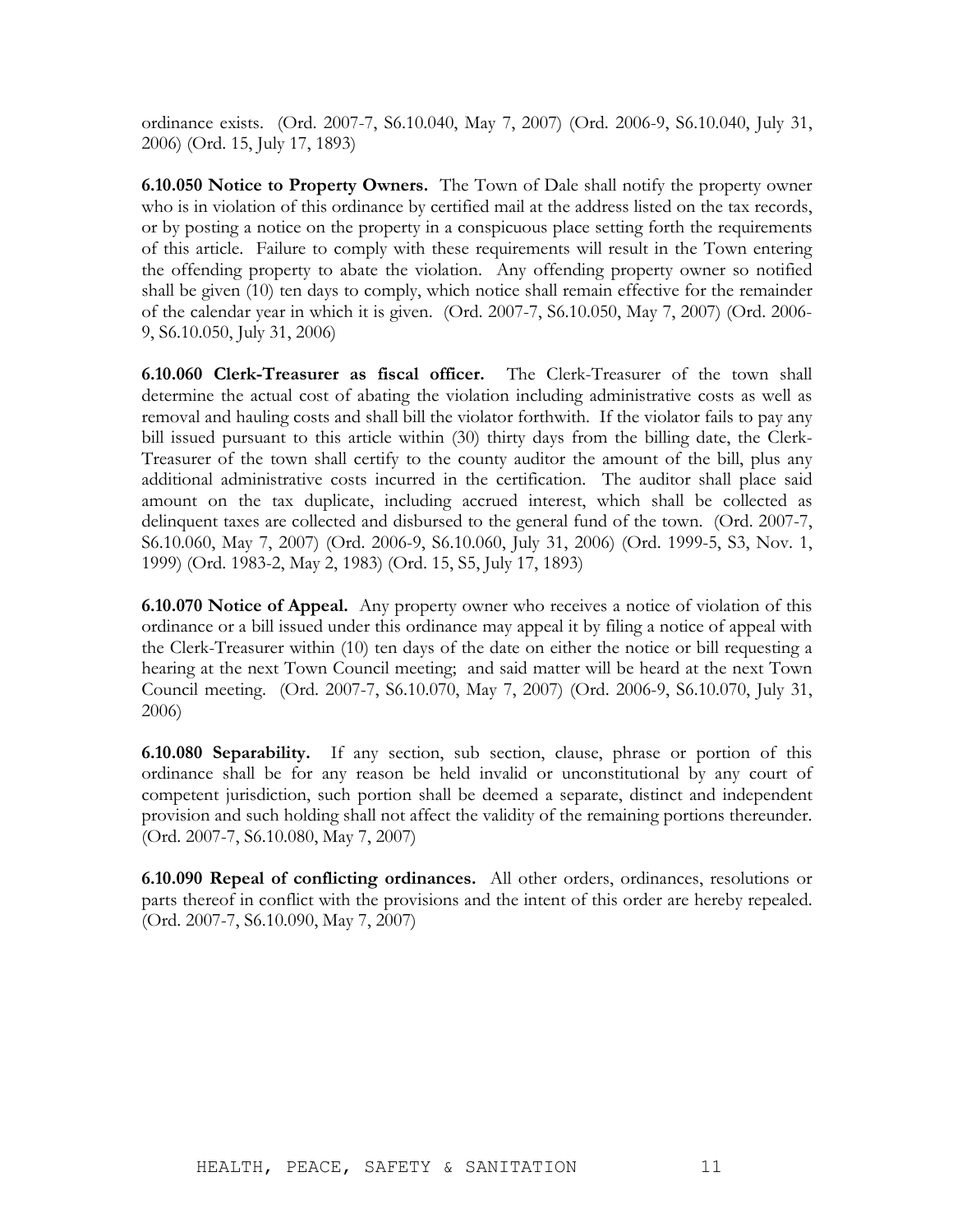ordinance exists. (Ord. 2007-7, S6.10.040, May 7, 2007) (Ord. 2006-9, S6.10.040, July 31, 2006) (Ord. 15, July 17, 1893)

**6.10.050 Notice to Property Owners.** The Town of Dale shall notify the property owner who is in violation of this ordinance by certified mail at the address listed on the tax records, or by posting a notice on the property in a conspicuous place setting forth the requirements of this article. Failure to comply with these requirements will result in the Town entering the offending property to abate the violation. Any offending property owner so notified shall be given (10) ten days to comply, which notice shall remain effective for the remainder of the calendar year in which it is given. (Ord. 2007-7, S6.10.050, May 7, 2007) (Ord. 2006-9, S6.10.050, July 31, 2006)

**6.10.060 Clerk-Treasurer as fiscal officer.** The Clerk-Treasurer of the town shall determine the actual cost of abating the violation including administrative costs as well as removal and hauling costs and shall bill the violator forthwith. If the violator fails to pay any bill issued pursuant to this article within (30) thirty days from the billing date, the Clerk-Treasurer of the town shall certify to the county auditor the amount of the bill, plus any additional administrative costs incurred in the certification. The auditor shall place said amount on the tax duplicate, including accrued interest, which shall be collected as delinquent taxes are collected and disbursed to the general fund of the town. (Ord. 2007-7, S6.10.060, May 7, 2007) (Ord. 2006-9, S6.10.060, July 31, 2006) (Ord. 1999-5, S3, Nov. 1, 1999) (Ord. 1983-2, May 2, 1983) (Ord. 15, S5, July 17, 1893)

**6.10.070 Notice of Appeal.** Any property owner who receives a notice of violation of this ordinance or a bill issued under this ordinance may appeal it by filing a notice of appeal with the Clerk-Treasurer within (10) ten days of the date on either the notice or bill requesting a hearing at the next Town Council meeting; and said matter will be heard at the next Town Council meeting. (Ord. 2007-7, S6.10.070, May 7, 2007) (Ord. 2006-9, S6.10.070, July 31, 2006)

**6.10.080 Separability.** If any section, sub section, clause, phrase or portion of this ordinance shall be for any reason be held invalid or unconstitutional by any court of competent jurisdiction, such portion shall be deemed a separate, distinct and independent provision and such holding shall not affect the validity of the remaining portions thereunder. (Ord. 2007-7, S6.10.080, May 7, 2007)

**6.10.090 Repeal of conflicting ordinances.** All other orders, ordinances, resolutions or parts thereof in conflict with the provisions and the intent of this order are hereby repealed. (Ord. 2007-7, S6.10.090, May 7, 2007)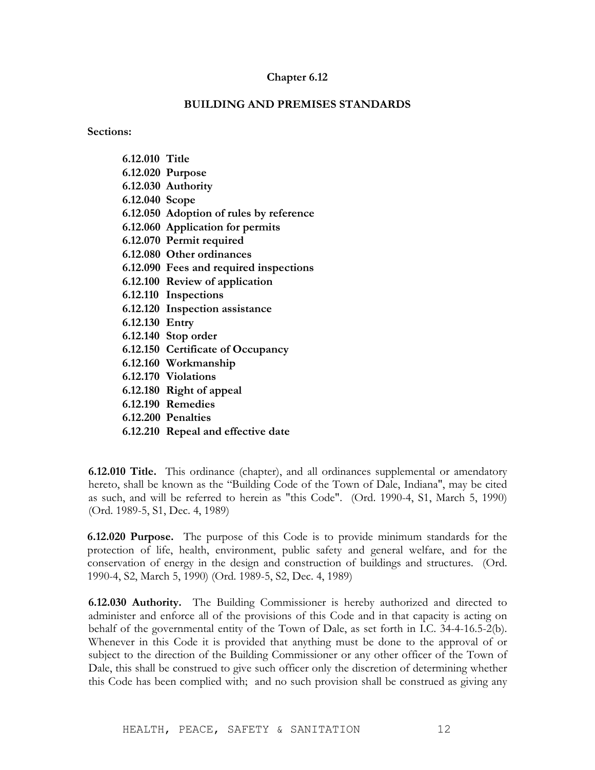**Chapter 6.12**

**BUILDING AND PREMISES STANDARDS**

**Sections:**

**6.12.010 Title**
**6.12.020 Purpose**
**6.12.030 Authority**
**6.12.040 Scope**
**6.12.050 Adoption of rules by reference**
**6.12.060 Application for permits**
**6.12.070 Permit required**
**6.12.080 Other ordinances**
**6.12.090 Fees and required inspections**
**6.12.100 Review of application**
**6.12.110 Inspections**
**6.12.120 Inspection assistance**
**6.12.130 Entry**
**6.12.140 Stop order**
**6.12.150 Certificate of Occupancy**
**6.12.160 Workmanship**
**6.12.170 Violations**
**6.12.180 Right of appeal**
**6.12.190 Remedies**
**6.12.200 Penalties**
**6.12.210 Repeal and effective date**

**6.12.010 Title.** This ordinance (chapter), and all ordinances supplemental or amendatory hereto, shall be known as the "Building Code of the Town of Dale, Indiana", may be cited as such, and will be referred to herein as "this Code". (Ord. 1990-4, S1, March 5, 1990) (Ord. 1989-5, S1, Dec. 4, 1989)

**6.12.020 Purpose.** The purpose of this Code is to provide minimum standards for the protection of life, health, environment, public safety and general welfare, and for the conservation of energy in the design and construction of buildings and structures. (Ord. 1990-4, S2, March 5, 1990) (Ord. 1989-5, S2, Dec. 4, 1989)

**6.12.030 Authority.** The Building Commissioner is hereby authorized and directed to administer and enforce all of the provisions of this Code and in that capacity is acting on behalf of the governmental entity of the Town of Dale, as set forth in I.C. 34-4-16.5-2(b). Whenever in this Code it is provided that anything must be done to the approval of or subject to the direction of the Building Commissioner or any other officer of the Town of Dale, this shall be construed to give such officer only the discretion of determining whether this Code has been complied with; and no such provision shall be construed as giving any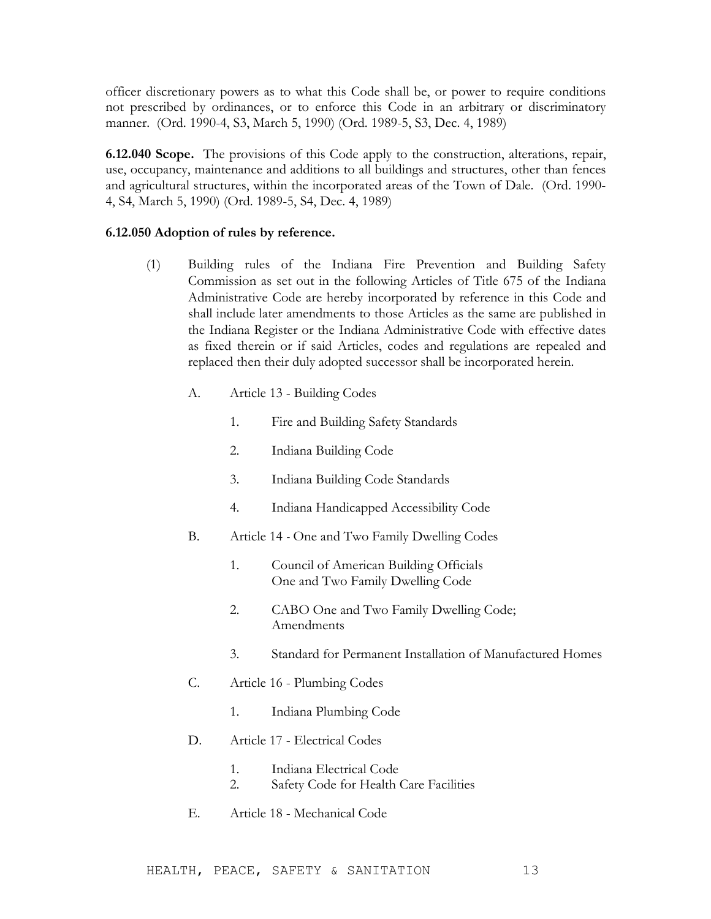officer discretionary powers as to what this Code shall be, or power to require conditions not prescribed by ordinances, or to enforce this Code in an arbitrary or discriminatory manner. (Ord. 1990-4, S3, March 5, 1990) (Ord. 1989-5, S3, Dec. 4, 1989)

**6.12.040 Scope.** The provisions of this Code apply to the construction, alterations, repair, use, occupancy, maintenance and additions to all buildings and structures, other than fences and agricultural structures, within the incorporated areas of the Town of Dale. (Ord. 1990-4, S4, March 5, 1990) (Ord. 1989-5, S4, Dec. 4, 1989)

**6.12.050 Adoption of rules by reference.**

(1) Building rules of the Indiana Fire Prevention and Building Safety Commission as set out in the following Articles of Title 675 of the Indiana Administrative Code are hereby incorporated by reference in this Code and shall include later amendments to those Articles as the same are published in the Indiana Register or the Indiana Administrative Code with effective dates as fixed therein or if said Articles, codes and regulations are repealed and replaced then their duly adopted successor shall be incorporated herein.

   A. Article 13 - Building Codes

      1. Fire and Building Safety Standards

      2. Indiana Building Code

      3. Indiana Building Code Standards

      4. Indiana Handicapped Accessibility Code

   B. Article 14 - One and Two Family Dwelling Codes

      1. Council of American Building Officials One and Two Family Dwelling Code

      2. CABO One and Two Family Dwelling Code; Amendments

      3. Standard for Permanent Installation of Manufactured Homes

   C. Article 16 - Plumbing Codes

      1. Indiana Plumbing Code

   D. Article 17 - Electrical Codes

      1. Indiana Electrical Code
      2. Safety Code for Health Care Facilities

   E. Article 18 - Mechanical Code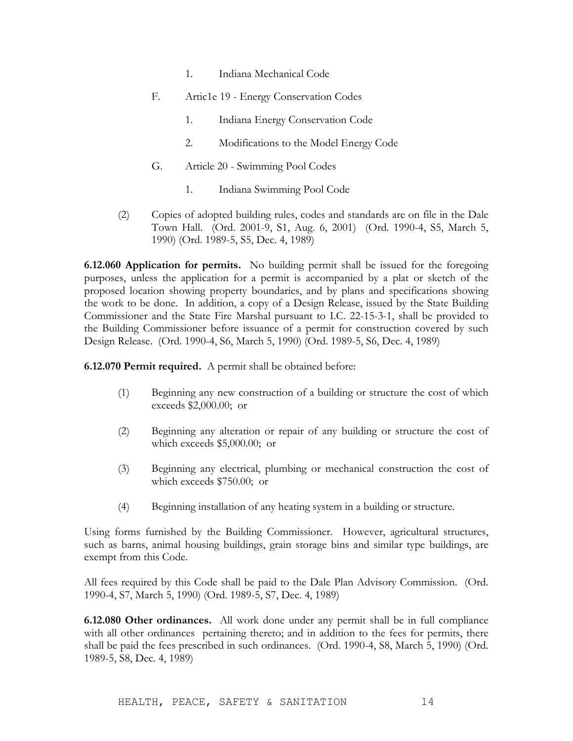1. Indiana Mechanical Code

F. Artic1e 19 - Energy Conservation Codes

1. Indiana Energy Conservation Code
2. Modifications to the Model Energy Code

G. Article 20 - Swimming Pool Codes

1. Indiana Swimming Pool Code

(2) Copies of adopted building rules, codes and standards are on file in the Dale Town Hall. (Ord. 2001-9, S1, Aug. 6, 2001) (Ord. 1990-4, S5, March 5, 1990) (Ord. 1989-5, S5, Dec. 4, 1989)

**6.12.060 Application for permits.** No building permit shall be issued for the foregoing purposes, unless the application for a permit is accompanied by a plat or sketch of the proposed location showing property boundaries, and by plans and specifications showing the work to be done. In addition, a copy of a Design Release, issued by the State Building Commissioner and the State Fire Marshal pursuant to I.C. 22-15-3-1, shall be provided to the Building Commissioner before issuance of a permit for construction covered by such Design Release. (Ord. 1990-4, S6, March 5, 1990) (Ord. 1989-5, S6, Dec. 4, 1989)

**6.12.070 Permit required.** A permit shall be obtained before:

(1) Beginning any new construction of a building or structure the cost of which exceeds $2,000.00; or

(2) Beginning any alteration or repair of any building or structure the cost of which exceeds $5,000.00; or

(3) Beginning any electrical, plumbing or mechanical construction the cost of which exceeds $750.00; or

(4) Beginning installation of any heating system in a building or structure.

Using forms furnished by the Building Commissioner. However, agricultural structures, such as barns, animal housing buildings, grain storage bins and similar type buildings, are exempt from this Code.

All fees required by this Code shall be paid to the Dale Plan Advisory Commission. (Ord. 1990-4, S7, March 5, 1990) (Ord. 1989-5, S7, Dec. 4, 1989)

**6.12.080 Other ordinances.** All work done under any permit shall be in full compliance with all other ordinances pertaining thereto; and in addition to the fees for permits, there shall be paid the fees prescribed in such ordinances. (Ord. 1990-4, S8, March 5, 1990) (Ord. 1989-5, S8, Dec. 4, 1989)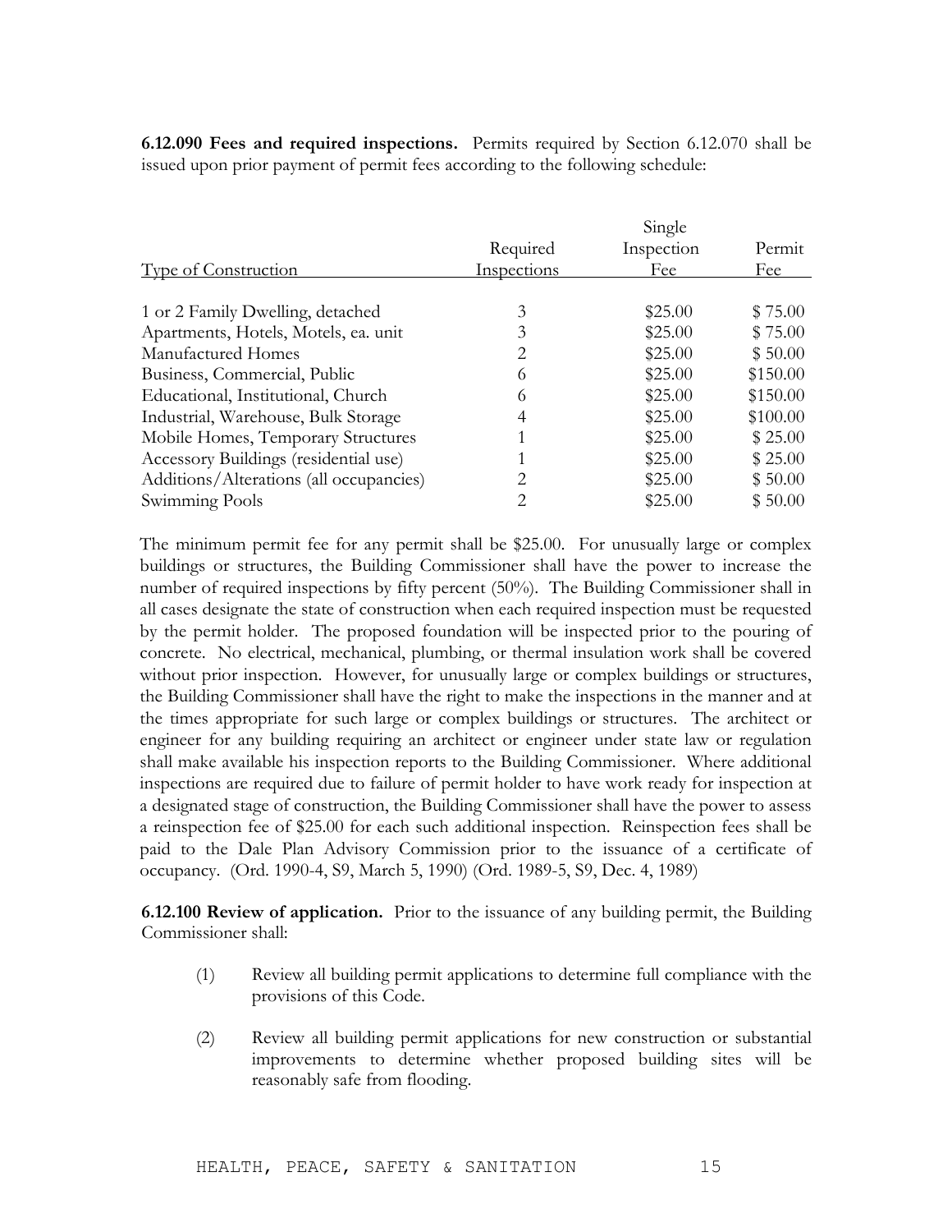**6.12.090 Fees and required inspections.** Permits required by Section 6.12.070 shall be issued upon prior payment of permit fees according to the following schedule:

| Type of Construction | Required Inspections | Single Inspection Fee | Permit Fee |
|---|---|---|---|
| 1 or 2 Family Dwelling, detached | 3 | $25.00 | $ 75.00 |
| Apartments, Hotels, Motels, ea. unit | 3 | $25.00 | $ 75.00 |
| Manufactured Homes | 2 | $25.00 | $ 50.00 |
| Business, Commercial, Public | 6 | $25.00 | $150.00 |
| Educational, Institutional, Church | 6 | $25.00 | $150.00 |
| Industrial, Warehouse, Bulk Storage | 4 | $25.00 | $100.00 |
| Mobile Homes, Temporary Structures | 1 | $25.00 | $ 25.00 |
| Accessory Buildings (residential use) | 1 | $25.00 | $ 25.00 |
| Additions/Alterations (all occupancies) | 2 | $25.00 | $ 50.00 |
| Swimming Pools | 2 | $25.00 | $ 50.00 |

The minimum permit fee for any permit shall be $25.00. For unusually large or complex buildings or structures, the Building Commissioner shall have the power to increase the number of required inspections by fifty percent (50%). The Building Commissioner shall in all cases designate the state of construction when each required inspection must be requested by the permit holder. The proposed foundation will be inspected prior to the pouring of concrete. No electrical, mechanical, plumbing, or thermal insulation work shall be covered without prior inspection. However, for unusually large or complex buildings or structures, the Building Commissioner shall have the right to make the inspections in the manner and at the times appropriate for such large or complex buildings or structures. The architect or engineer for any building requiring an architect or engineer under state law or regulation shall make available his inspection reports to the Building Commissioner. Where additional inspections are required due to failure of permit holder to have work ready for inspection at a designated stage of construction, the Building Commissioner shall have the power to assess a reinspection fee of $25.00 for each such additional inspection. Reinspection fees shall be paid to the Dale Plan Advisory Commission prior to the issuance of a certificate of occupancy. (Ord. 1990-4, S9, March 5, 1990) (Ord. 1989-5, S9, Dec. 4, 1989)

**6.12.100 Review of application.** Prior to the issuance of any building permit, the Building Commissioner shall:

(1) Review all building permit applications to determine full compliance with the provisions of this Code.

(2) Review all building permit applications for new construction or substantial improvements to determine whether proposed building sites will be reasonably safe from flooding.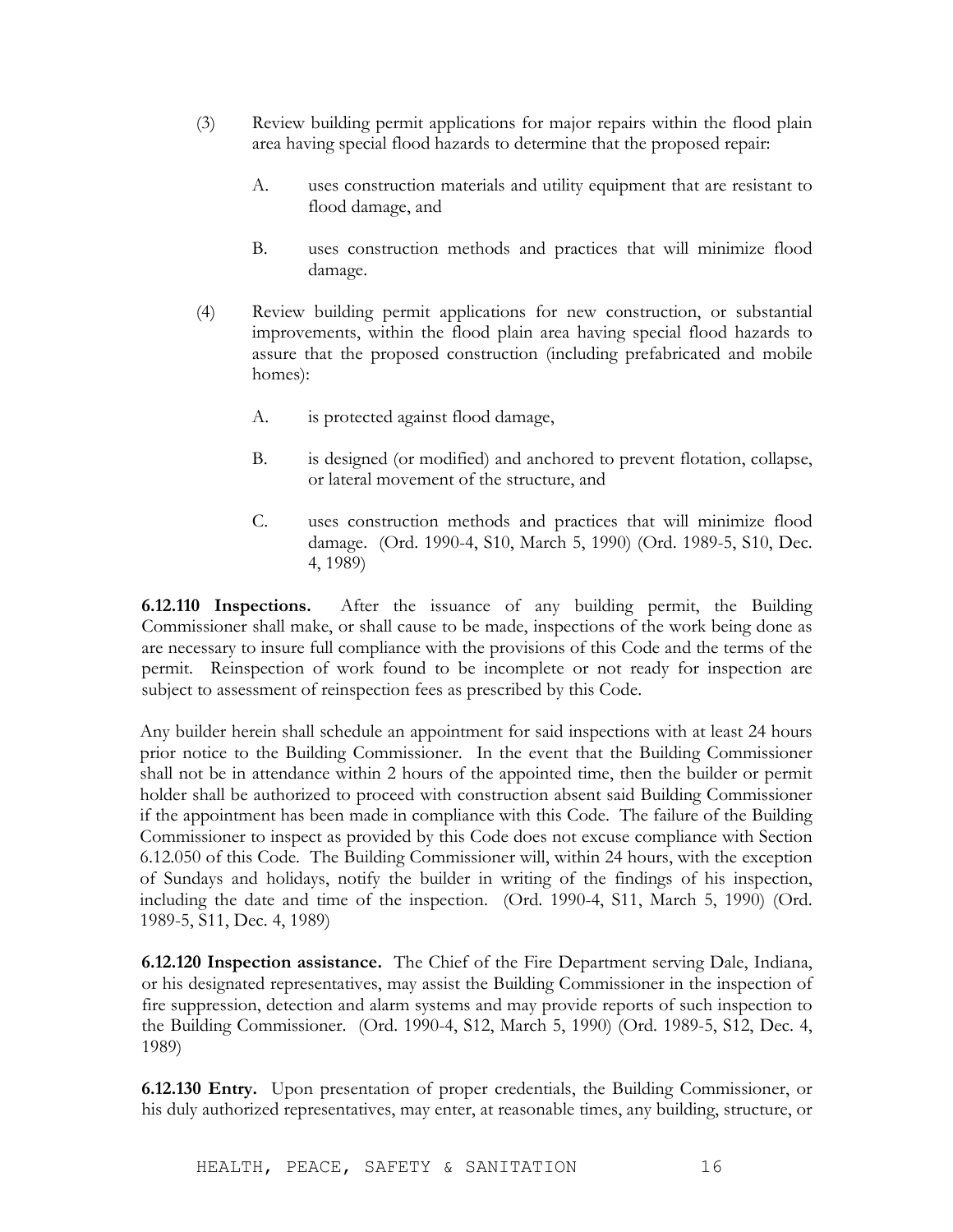(3) Review building permit applications for major repairs within the flood plain area having special flood hazards to determine that the proposed repair:

   A. uses construction materials and utility equipment that are resistant to flood damage, and

   B. uses construction methods and practices that will minimize flood damage.

(4) Review building permit applications for new construction, or substantial improvements, within the flood plain area having special flood hazards to assure that the proposed construction (including prefabricated and mobile homes):

   A. is protected against flood damage,

   B. is designed (or modified) and anchored to prevent flotation, collapse, or lateral movement of the structure, and

   C. uses construction methods and practices that will minimize flood damage. (Ord. 1990-4, S10, March 5, 1990) (Ord. 1989-5, S10, Dec. 4, 1989)

**6.12.110 Inspections.** After the issuance of any building permit, the Building Commissioner shall make, or shall cause to be made, inspections of the work being done as are necessary to insure full compliance with the provisions of this Code and the terms of the permit. Reinspection of work found to be incomplete or not ready for inspection are subject to assessment of reinspection fees as prescribed by this Code.

Any builder herein shall schedule an appointment for said inspections with at least 24 hours prior notice to the Building Commissioner. In the event that the Building Commissioner shall not be in attendance within 2 hours of the appointed time, then the builder or permit holder shall be authorized to proceed with construction absent said Building Commissioner if the appointment has been made in compliance with this Code. The failure of the Building Commissioner to inspect as provided by this Code does not excuse compliance with Section 6.12.050 of this Code. The Building Commissioner will, within 24 hours, with the exception of Sundays and holidays, notify the builder in writing of the findings of his inspection, including the date and time of the inspection. (Ord. 1990-4, S11, March 5, 1990) (Ord. 1989-5, S11, Dec. 4, 1989)

**6.12.120 Inspection assistance.** The Chief of the Fire Department serving Dale, Indiana, or his designated representatives, may assist the Building Commissioner in the inspection of fire suppression, detection and alarm systems and may provide reports of such inspection to the Building Commissioner. (Ord. 1990-4, S12, March 5, 1990) (Ord. 1989-5, S12, Dec. 4, 1989)

**6.12.130 Entry.** Upon presentation of proper credentials, the Building Commissioner, or his duly authorized representatives, may enter, at reasonable times, any building, structure, or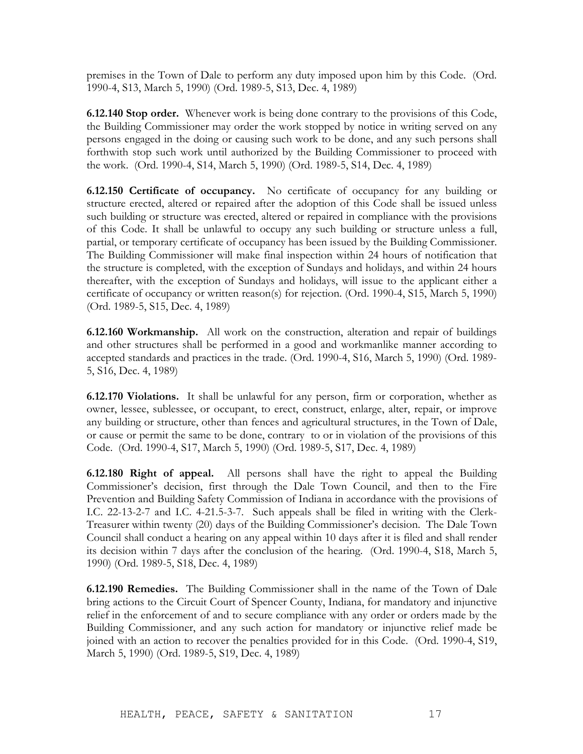premises in the Town of Dale to perform any duty imposed upon him by this Code. (Ord. 1990-4, S13, March 5, 1990) (Ord. 1989-5, S13, Dec. 4, 1989)

**6.12.140 Stop order.** Whenever work is being done contrary to the provisions of this Code, the Building Commissioner may order the work stopped by notice in writing served on any persons engaged in the doing or causing such work to be done, and any such persons shall forthwith stop such work until authorized by the Building Commissioner to proceed with the work. (Ord. 1990-4, S14, March 5, 1990) (Ord. 1989-5, S14, Dec. 4, 1989)

**6.12.150 Certificate of occupancy.** No certificate of occupancy for any building or structure erected, altered or repaired after the adoption of this Code shall be issued unless such building or structure was erected, altered or repaired in compliance with the provisions of this Code. It shall be unlawful to occupy any such building or structure unless a full, partial, or temporary certificate of occupancy has been issued by the Building Commissioner. The Building Commissioner will make final inspection within 24 hours of notification that the structure is completed, with the exception of Sundays and holidays, and within 24 hours thereafter, with the exception of Sundays and holidays, will issue to the applicant either a certificate of occupancy or written reason(s) for rejection. (Ord. 1990-4, S15, March 5, 1990) (Ord. 1989-5, S15, Dec. 4, 1989)

**6.12.160 Workmanship.** All work on the construction, alteration and repair of buildings and other structures shall be performed in a good and workmanlike manner according to accepted standards and practices in the trade. (Ord. 1990-4, S16, March 5, 1990) (Ord. 1989-5, S16, Dec. 4, 1989)

**6.12.170 Violations.** It shall be unlawful for any person, firm or corporation, whether as owner, lessee, sublessee, or occupant, to erect, construct, enlarge, alter, repair, or improve any building or structure, other than fences and agricultural structures, in the Town of Dale, or cause or permit the same to be done, contrary to or in violation of the provisions of this Code. (Ord. 1990-4, S17, March 5, 1990) (Ord. 1989-5, S17, Dec. 4, 1989)

**6.12.180 Right of appeal.** All persons shall have the right to appeal the Building Commissioner's decision, first through the Dale Town Council, and then to the Fire Prevention and Building Safety Commission of Indiana in accordance with the provisions of I.C. 22-13-2-7 and I.C. 4-21.5-3-7. Such appeals shall be filed in writing with the Clerk-Treasurer within twenty (20) days of the Building Commissioner's decision. The Dale Town Council shall conduct a hearing on any appeal within 10 days after it is filed and shall render its decision within 7 days after the conclusion of the hearing. (Ord. 1990-4, S18, March 5, 1990) (Ord. 1989-5, S18, Dec. 4, 1989)

**6.12.190 Remedies.** The Building Commissioner shall in the name of the Town of Dale bring actions to the Circuit Court of Spencer County, Indiana, for mandatory and injunctive relief in the enforcement of and to secure compliance with any order or orders made by the Building Commissioner, and any such action for mandatory or injunctive relief made be joined with an action to recover the penalties provided for in this Code. (Ord. 1990-4, S19, March 5, 1990) (Ord. 1989-5, S19, Dec. 4, 1989)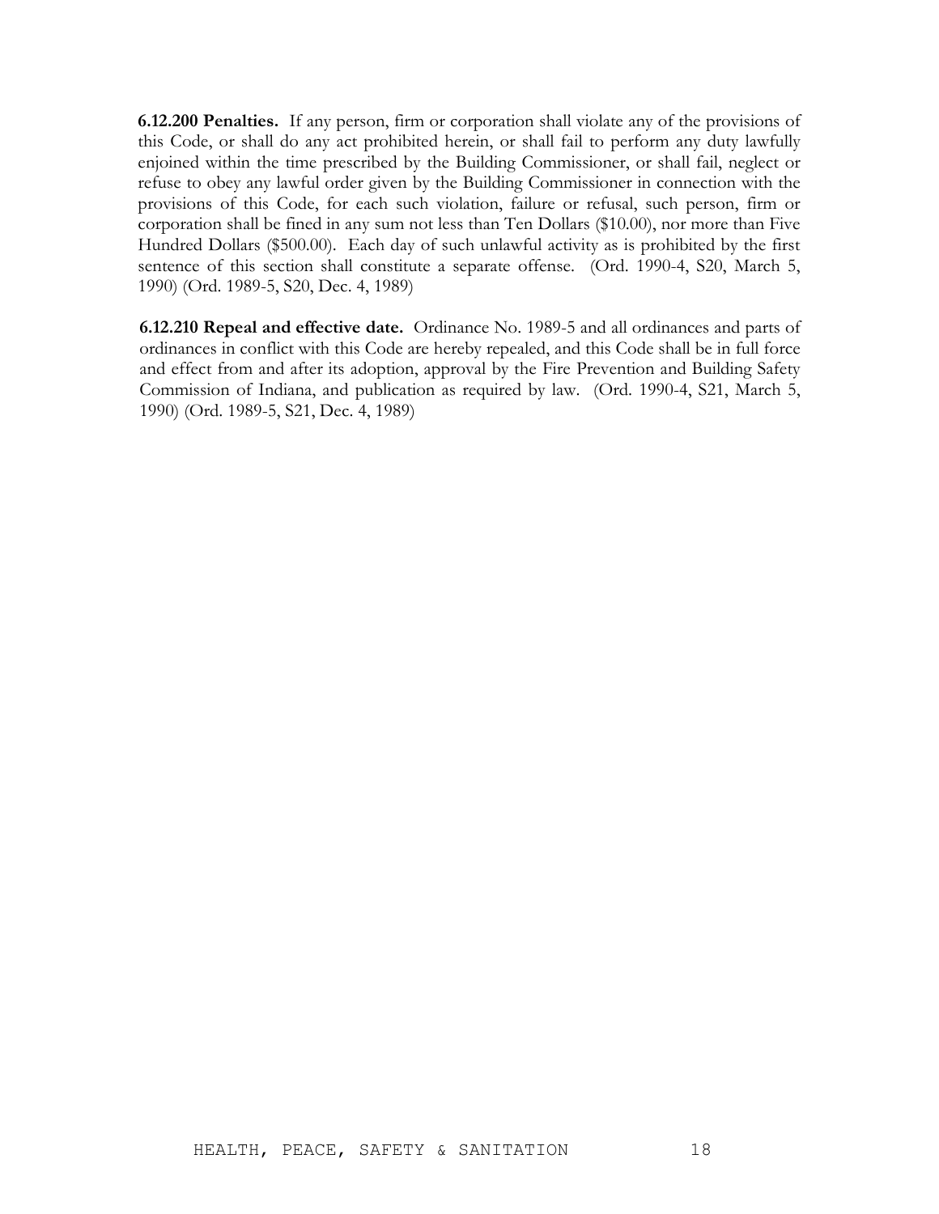**6.12.200 Penalties.** If any person, firm or corporation shall violate any of the provisions of this Code, or shall do any act prohibited herein, or shall fail to perform any duty lawfully enjoined within the time prescribed by the Building Commissioner, or shall fail, neglect or refuse to obey any lawful order given by the Building Commissioner in connection with the provisions of this Code, for each such violation, failure or refusal, such person, firm or corporation shall be fined in any sum not less than Ten Dollars ($10.00), nor more than Five Hundred Dollars ($500.00). Each day of such unlawful activity as is prohibited by the first sentence of this section shall constitute a separate offense. (Ord. 1990-4, S20, March 5, 1990) (Ord. 1989-5, S20, Dec. 4, 1989)

**6.12.210 Repeal and effective date.** Ordinance No. 1989-5 and all ordinances and parts of ordinances in conflict with this Code are hereby repealed, and this Code shall be in full force and effect from and after its adoption, approval by the Fire Prevention and Building Safety Commission of Indiana, and publication as required by law. (Ord. 1990-4, S21, March 5, 1990) (Ord. 1989-5, S21, Dec. 4, 1989)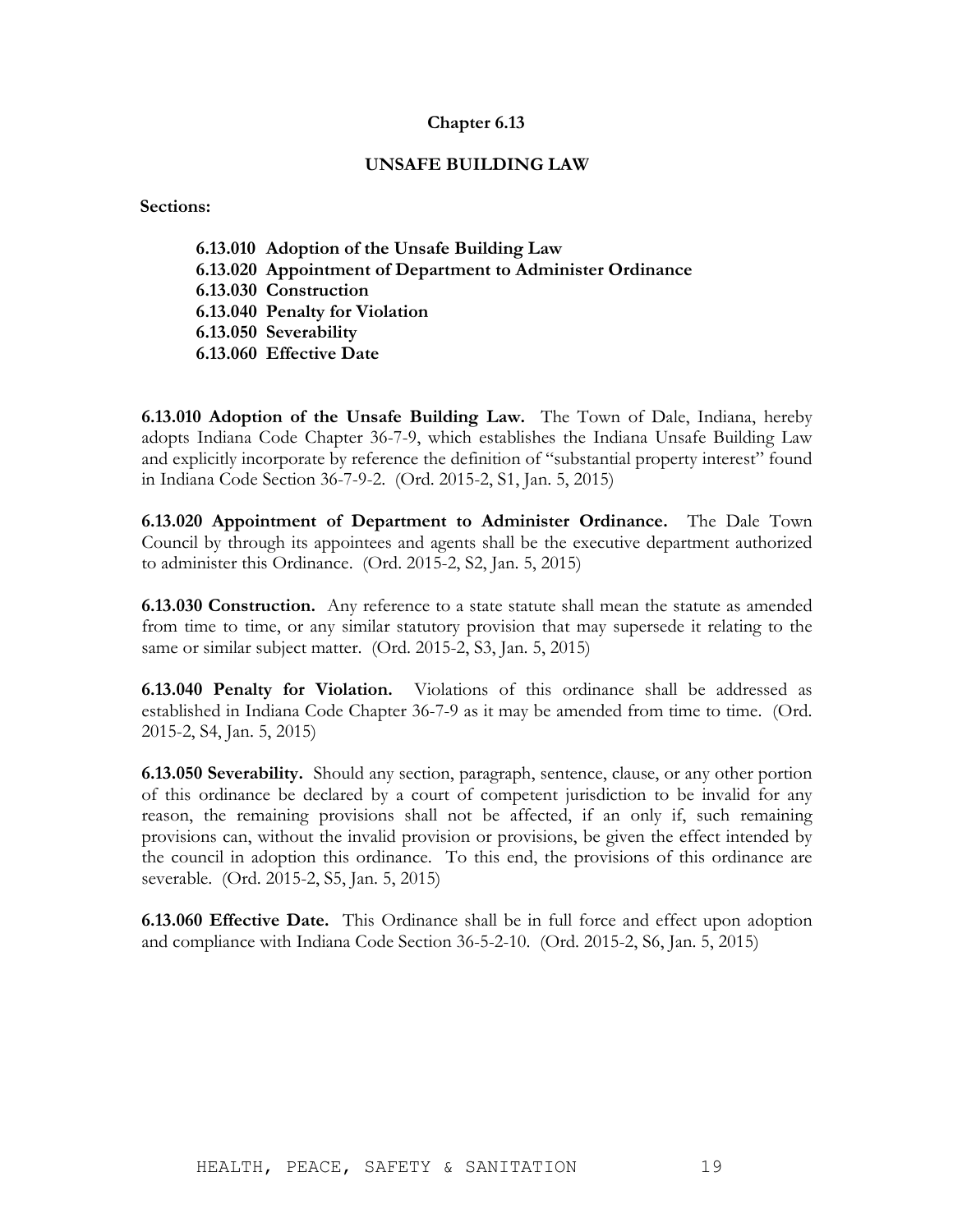# Chapter 6.13

## UNSAFE BUILDING LAW

**Sections:**

- **6.13.010 Adoption of the Unsafe Building Law**
- **6.13.020 Appointment of Department to Administer Ordinance**
- **6.13.030 Construction**
- **6.13.040 Penalty for Violation**
- **6.13.050 Severability**
- **6.13.060 Effective Date**

**6.13.010 Adoption of the Unsafe Building Law.** The Town of Dale, Indiana, hereby adopts Indiana Code Chapter 36-7-9, which establishes the Indiana Unsafe Building Law and explicitly incorporate by reference the definition of "substantial property interest" found in Indiana Code Section 36-7-9-2. (Ord. 2015-2, S1, Jan. 5, 2015)

**6.13.020 Appointment of Department to Administer Ordinance.** The Dale Town Council by through its appointees and agents shall be the executive department authorized to administer this Ordinance. (Ord. 2015-2, S2, Jan. 5, 2015)

**6.13.030 Construction.** Any reference to a state statute shall mean the statute as amended from time to time, or any similar statutory provision that may supersede it relating to the same or similar subject matter. (Ord. 2015-2, S3, Jan. 5, 2015)

**6.13.040 Penalty for Violation.** Violations of this ordinance shall be addressed as established in Indiana Code Chapter 36-7-9 as it may be amended from time to time. (Ord. 2015-2, S4, Jan. 5, 2015)

**6.13.050 Severability.** Should any section, paragraph, sentence, clause, or any other portion of this ordinance be declared by a court of competent jurisdiction to be invalid for any reason, the remaining provisions shall not be affected, if an only if, such remaining provisions can, without the invalid provision or provisions, be given the effect intended by the council in adoption this ordinance. To this end, the provisions of this ordinance are severable. (Ord. 2015-2, S5, Jan. 5, 2015)

**6.13.060 Effective Date.** This Ordinance shall be in full force and effect upon adoption and compliance with Indiana Code Section 36-5-2-10. (Ord. 2015-2, S6, Jan. 5, 2015)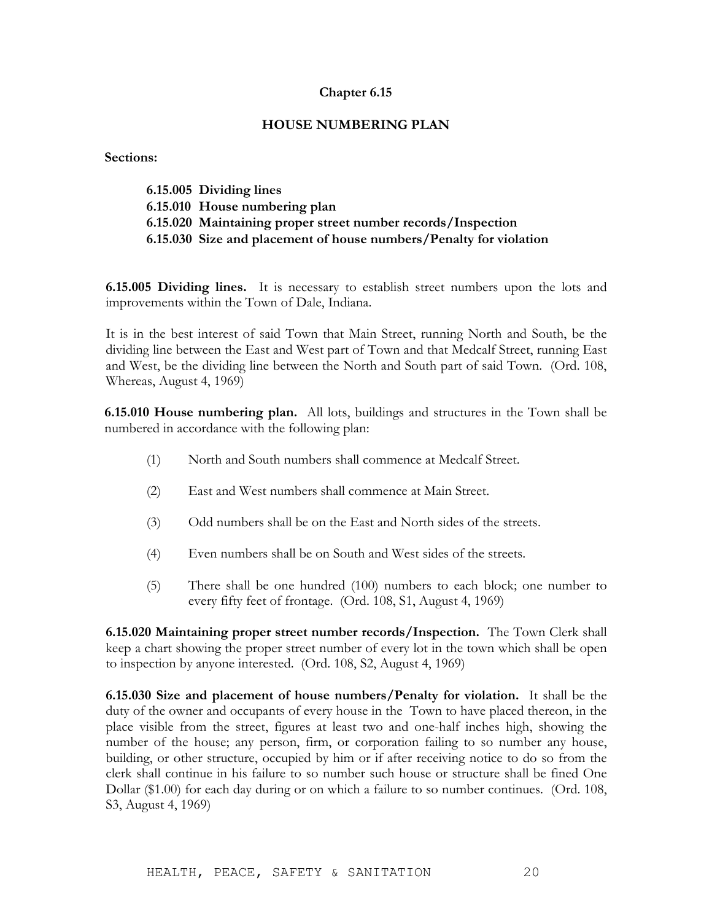# Chapter 6.15

## HOUSE NUMBERING PLAN

**Sections:**

**6.15.005 Dividing lines**
**6.15.010 House numbering plan**
**6.15.020 Maintaining proper street number records/Inspection**
**6.15.030 Size and placement of house numbers/Penalty for violation**

**6.15.005 Dividing lines.** It is necessary to establish street numbers upon the lots and improvements within the Town of Dale, Indiana.

It is in the best interest of said Town that Main Street, running North and South, be the dividing line between the East and West part of Town and that Medcalf Street, running East and West, be the dividing line between the North and South part of said Town. (Ord. 108, Whereas, August 4, 1969)

**6.15.010 House numbering plan.** All lots, buildings and structures in the Town shall be numbered in accordance with the following plan:

(1) North and South numbers shall commence at Medcalf Street.

(2) East and West numbers shall commence at Main Street.

(3) Odd numbers shall be on the East and North sides of the streets.

(4) Even numbers shall be on South and West sides of the streets.

(5) There shall be one hundred (100) numbers to each block; one number to every fifty feet of frontage. (Ord. 108, S1, August 4, 1969)

**6.15.020 Maintaining proper street number records/Inspection.** The Town Clerk shall keep a chart showing the proper street number of every lot in the town which shall be open to inspection by anyone interested. (Ord. 108, S2, August 4, 1969)

**6.15.030 Size and placement of house numbers/Penalty for violation.** It shall be the duty of the owner and occupants of every house in the Town to have placed thereon, in the place visible from the street, figures at least two and one-half inches high, showing the number of the house; any person, firm, or corporation failing to so number any house, building, or other structure, occupied by him or if after receiving notice to do so from the clerk shall continue in his failure to so number such house or structure shall be fined One Dollar ($1.00) for each day during or on which a failure to so number continues. (Ord. 108, S3, August 4, 1969)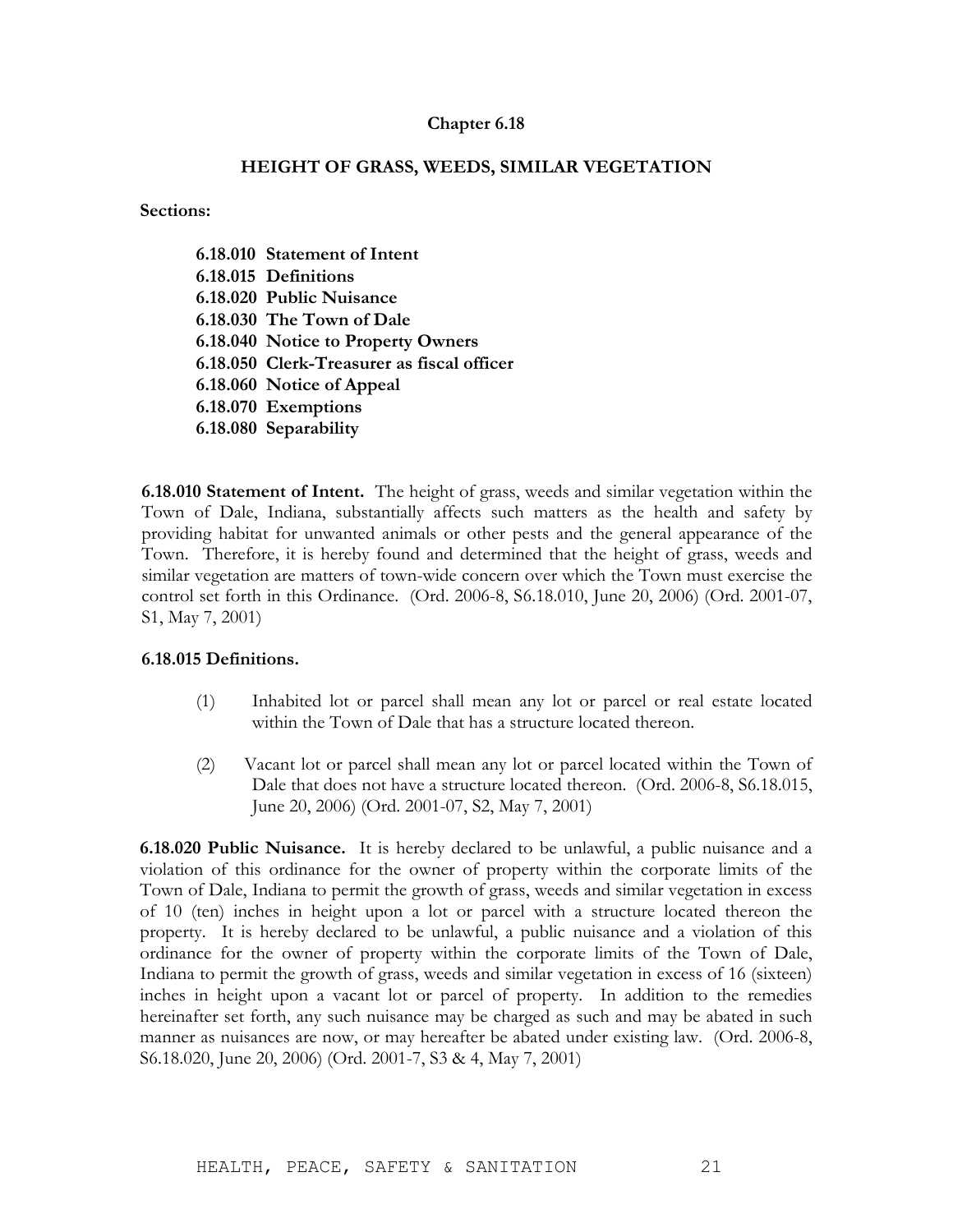## Chapter 6.18

### HEIGHT OF GRASS, WEEDS, SIMILAR VEGETATION

**Sections:**

- **6.18.010 Statement of Intent**
- **6.18.015 Definitions**
- **6.18.020 Public Nuisance**
- **6.18.030 The Town of Dale**
- **6.18.040 Notice to Property Owners**
- **6.18.050 Clerk-Treasurer as fiscal officer**
- **6.18.060 Notice of Appeal**
- **6.18.070 Exemptions**
- **6.18.080 Separability**

**6.18.010 Statement of Intent.** The height of grass, weeds and similar vegetation within the Town of Dale, Indiana, substantially affects such matters as the health and safety by providing habitat for unwanted animals or other pests and the general appearance of the Town. Therefore, it is hereby found and determined that the height of grass, weeds and similar vegetation are matters of town-wide concern over which the Town must exercise the control set forth in this Ordinance. (Ord. 2006-8, S6.18.010, June 20, 2006) (Ord. 2001-07, S1, May 7, 2001)

**6.18.015 Definitions.**

(1) Inhabited lot or parcel shall mean any lot or parcel or real estate located within the Town of Dale that has a structure located thereon.

(2) Vacant lot or parcel shall mean any lot or parcel located within the Town of Dale that does not have a structure located thereon. (Ord. 2006-8, S6.18.015, June 20, 2006) (Ord. 2001-07, S2, May 7, 2001)

**6.18.020 Public Nuisance.** It is hereby declared to be unlawful, a public nuisance and a violation of this ordinance for the owner of property within the corporate limits of the Town of Dale, Indiana to permit the growth of grass, weeds and similar vegetation in excess of 10 (ten) inches in height upon a lot or parcel with a structure located thereon the property. It is hereby declared to be unlawful, a public nuisance and a violation of this ordinance for the owner of property within the corporate limits of the Town of Dale, Indiana to permit the growth of grass, weeds and similar vegetation in excess of 16 (sixteen) inches in height upon a vacant lot or parcel of property. In addition to the remedies hereinafter set forth, any such nuisance may be charged as such and may be abated in such manner as nuisances are now, or may hereafter be abated under existing law. (Ord. 2006-8, S6.18.020, June 20, 2006) (Ord. 2001-7, S3 & 4, May 7, 2001)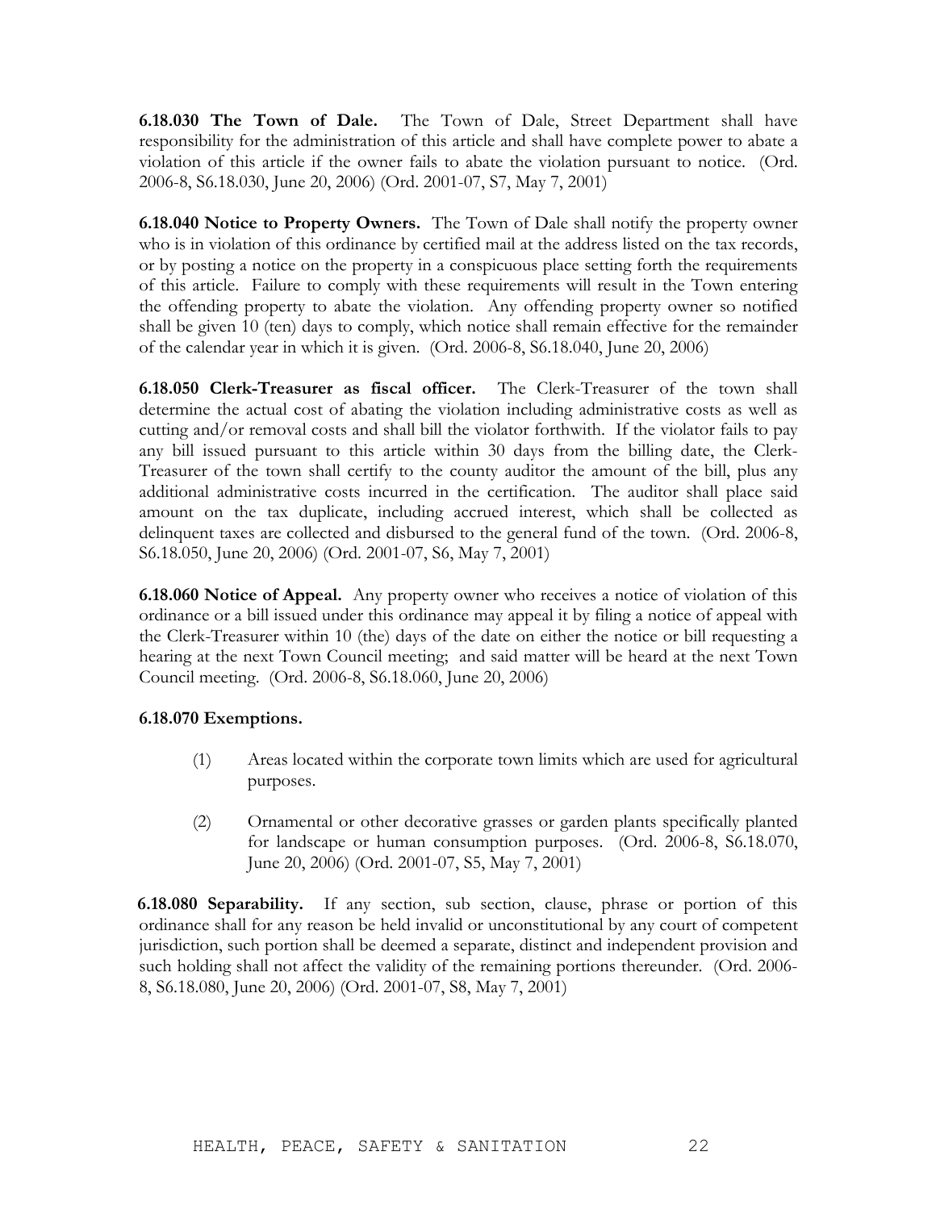**6.18.030 The Town of Dale.** The Town of Dale, Street Department shall have responsibility for the administration of this article and shall have complete power to abate a violation of this article if the owner fails to abate the violation pursuant to notice. (Ord. 2006-8, S6.18.030, June 20, 2006) (Ord. 2001-07, S7, May 7, 2001)

**6.18.040 Notice to Property Owners.** The Town of Dale shall notify the property owner who is in violation of this ordinance by certified mail at the address listed on the tax records, or by posting a notice on the property in a conspicuous place setting forth the requirements of this article. Failure to comply with these requirements will result in the Town entering the offending property to abate the violation. Any offending property owner so notified shall be given 10 (ten) days to comply, which notice shall remain effective for the remainder of the calendar year in which it is given. (Ord. 2006-8, S6.18.040, June 20, 2006)

**6.18.050 Clerk-Treasurer as fiscal officer.** The Clerk-Treasurer of the town shall determine the actual cost of abating the violation including administrative costs as well as cutting and/or removal costs and shall bill the violator forthwith. If the violator fails to pay any bill issued pursuant to this article within 30 days from the billing date, the Clerk-Treasurer of the town shall certify to the county auditor the amount of the bill, plus any additional administrative costs incurred in the certification. The auditor shall place said amount on the tax duplicate, including accrued interest, which shall be collected as delinquent taxes are collected and disbursed to the general fund of the town. (Ord. 2006-8, S6.18.050, June 20, 2006) (Ord. 2001-07, S6, May 7, 2001)

**6.18.060 Notice of Appeal.** Any property owner who receives a notice of violation of this ordinance or a bill issued under this ordinance may appeal it by filing a notice of appeal with the Clerk-Treasurer within 10 (the) days of the date on either the notice or bill requesting a hearing at the next Town Council meeting; and said matter will be heard at the next Town Council meeting. (Ord. 2006-8, S6.18.060, June 20, 2006)

**6.18.070 Exemptions.**

(1) Areas located within the corporate town limits which are used for agricultural purposes.

(2) Ornamental or other decorative grasses or garden plants specifically planted for landscape or human consumption purposes. (Ord. 2006-8, S6.18.070, June 20, 2006) (Ord. 2001-07, S5, May 7, 2001)

**6.18.080 Separability.** If any section, sub section, clause, phrase or portion of this ordinance shall for any reason be held invalid or unconstitutional by any court of competent jurisdiction, such portion shall be deemed a separate, distinct and independent provision and such holding shall not affect the validity of the remaining portions thereunder. (Ord. 2006-8, S6.18.080, June 20, 2006) (Ord. 2001-07, S8, May 7, 2001)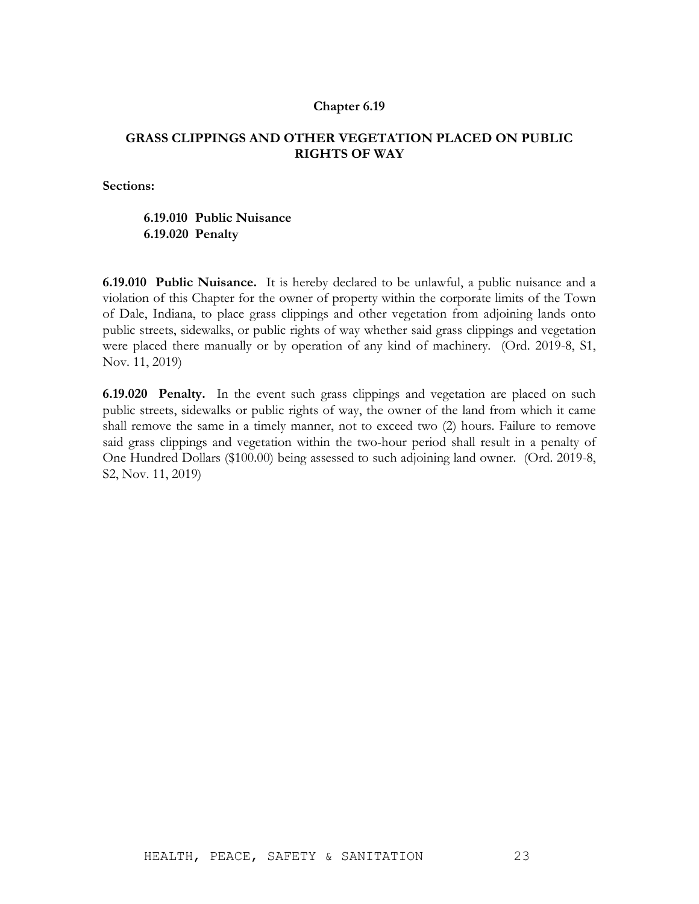# Chapter 6.19

## GRASS CLIPPINGS AND OTHER VEGETATION PLACED ON PUBLIC RIGHTS OF WAY

**Sections:**

**6.19.010 Public Nuisance**
**6.19.020 Penalty**

**6.19.010 Public Nuisance.** It is hereby declared to be unlawful, a public nuisance and a violation of this Chapter for the owner of property within the corporate limits of the Town of Dale, Indiana, to place grass clippings and other vegetation from adjoining lands onto public streets, sidewalks, or public rights of way whether said grass clippings and vegetation were placed there manually or by operation of any kind of machinery. (Ord. 2019-8, S1, Nov. 11, 2019)

**6.19.020 Penalty.** In the event such grass clippings and vegetation are placed on such public streets, sidewalks or public rights of way, the owner of the land from which it came shall remove the same in a timely manner, not to exceed two (2) hours. Failure to remove said grass clippings and vegetation within the two-hour period shall result in a penalty of One Hundred Dollars ($100.00) being assessed to such adjoining land owner. (Ord. 2019-8, S2, Nov. 11, 2019)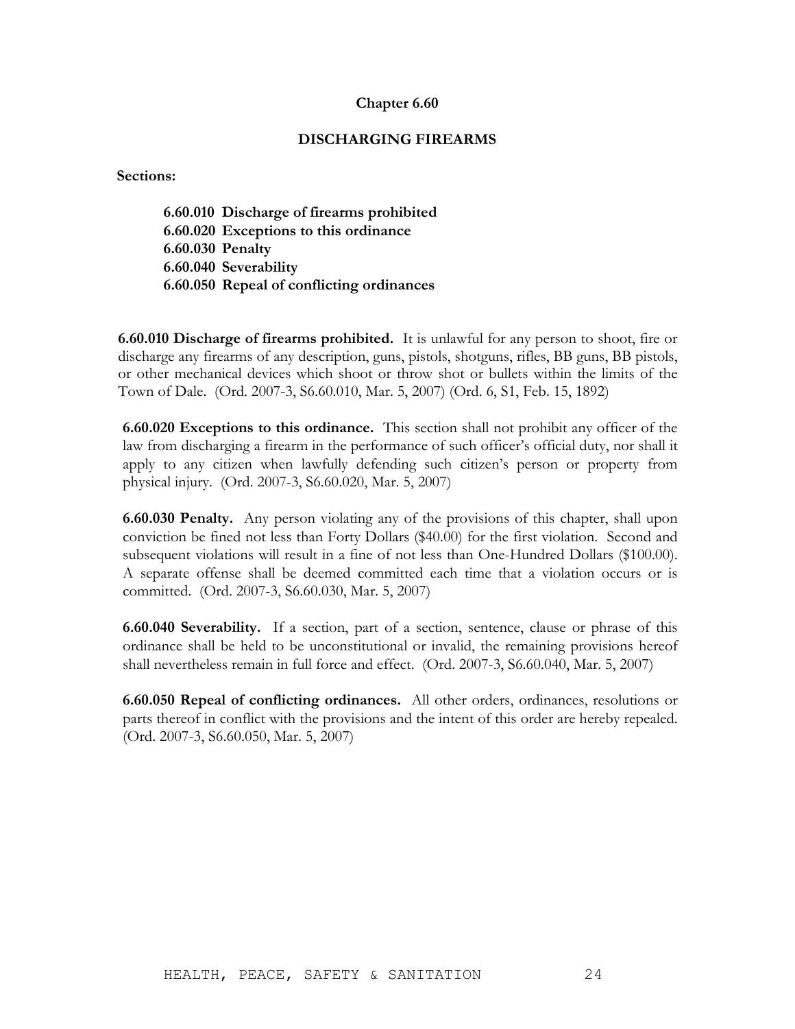# Chapter 6.60

## DISCHARGING FIREARMS

**Sections:**

**6.60.010 Discharge of firearms prohibited**
**6.60.020 Exceptions to this ordinance**
**6.60.030 Penalty**
**6.60.040 Severability**
**6.60.050 Repeal of conflicting ordinances**

**6.60.010 Discharge of firearms prohibited.** It is unlawful for any person to shoot, fire or discharge any firearms of any description, guns, pistols, shotguns, rifles, BB guns, BB pistols, or other mechanical devices which shoot or throw shot or bullets within the limits of the Town of Dale. (Ord. 2007-3, S6.60.010, Mar. 5, 2007) (Ord. 6, S1, Feb. 15, 1892)

**6.60.020 Exceptions to this ordinance.** This section shall not prohibit any officer of the law from discharging a firearm in the performance of such officer's official duty, nor shall it apply to any citizen when lawfully defending such citizen's person or property from physical injury. (Ord. 2007-3, S6.60.020, Mar. 5, 2007)

**6.60.030 Penalty.** Any person violating any of the provisions of this chapter, shall upon conviction be fined not less than Forty Dollars ($40.00) for the first violation. Second and subsequent violations will result in a fine of not less than One-Hundred Dollars ($100.00). A separate offense shall be deemed committed each time that a violation occurs or is committed. (Ord. 2007-3, S6.60.030, Mar. 5, 2007)

**6.60.040 Severability.** If a section, part of a section, sentence, clause or phrase of this ordinance shall be held to be unconstitutional or invalid, the remaining provisions hereof shall nevertheless remain in full force and effect. (Ord. 2007-3, S6.60.040, Mar. 5, 2007)

**6.60.050 Repeal of conflicting ordinances.** All other orders, ordinances, resolutions or parts thereof in conflict with the provisions and the intent of this order are hereby repealed. (Ord. 2007-3, S6.60.050, Mar. 5, 2007)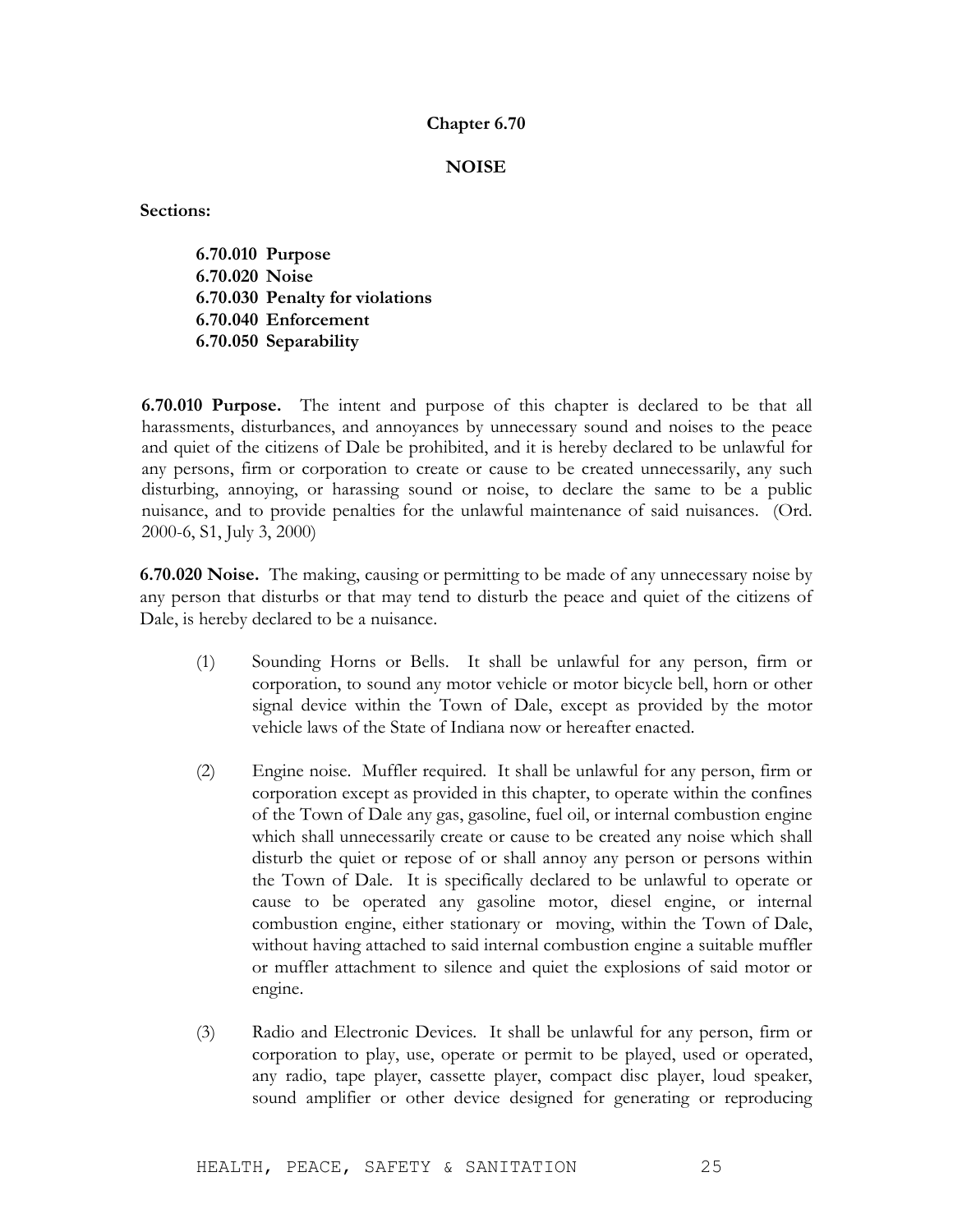# Chapter 6.70

## NOISE

**Sections:**

**6.70.010 Purpose**
**6.70.020 Noise**
**6.70.030 Penalty for violations**
**6.70.040 Enforcement**
**6.70.050 Separability**

**6.70.010 Purpose.** The intent and purpose of this chapter is declared to be that all harassments, disturbances, and annoyances by unnecessary sound and noises to the peace and quiet of the citizens of Dale be prohibited, and it is hereby declared to be unlawful for any persons, firm or corporation to create or cause to be created unnecessarily, any such disturbing, annoying, or harassing sound or noise, to declare the same to be a public nuisance, and to provide penalties for the unlawful maintenance of said nuisances. (Ord. 2000-6, S1, July 3, 2000)

**6.70.020 Noise.** The making, causing or permitting to be made of any unnecessary noise by any person that disturbs or that may tend to disturb the peace and quiet of the citizens of Dale, is hereby declared to be a nuisance.

(1) Sounding Horns or Bells. It shall be unlawful for any person, firm or corporation, to sound any motor vehicle or motor bicycle bell, horn or other signal device within the Town of Dale, except as provided by the motor vehicle laws of the State of Indiana now or hereafter enacted.

(2) Engine noise. Muffler required. It shall be unlawful for any person, firm or corporation except as provided in this chapter, to operate within the confines of the Town of Dale any gas, gasoline, fuel oil, or internal combustion engine which shall unnecessarily create or cause to be created any noise which shall disturb the quiet or repose of or shall annoy any person or persons within the Town of Dale. It is specifically declared to be unlawful to operate or cause to be operated any gasoline motor, diesel engine, or internal combustion engine, either stationary or moving, within the Town of Dale, without having attached to said internal combustion engine a suitable muffler or muffler attachment to silence and quiet the explosions of said motor or engine.

(3) Radio and Electronic Devices. It shall be unlawful for any person, firm or corporation to play, use, operate or permit to be played, used or operated, any radio, tape player, cassette player, compact disc player, loud speaker, sound amplifier or other device designed for generating or reproducing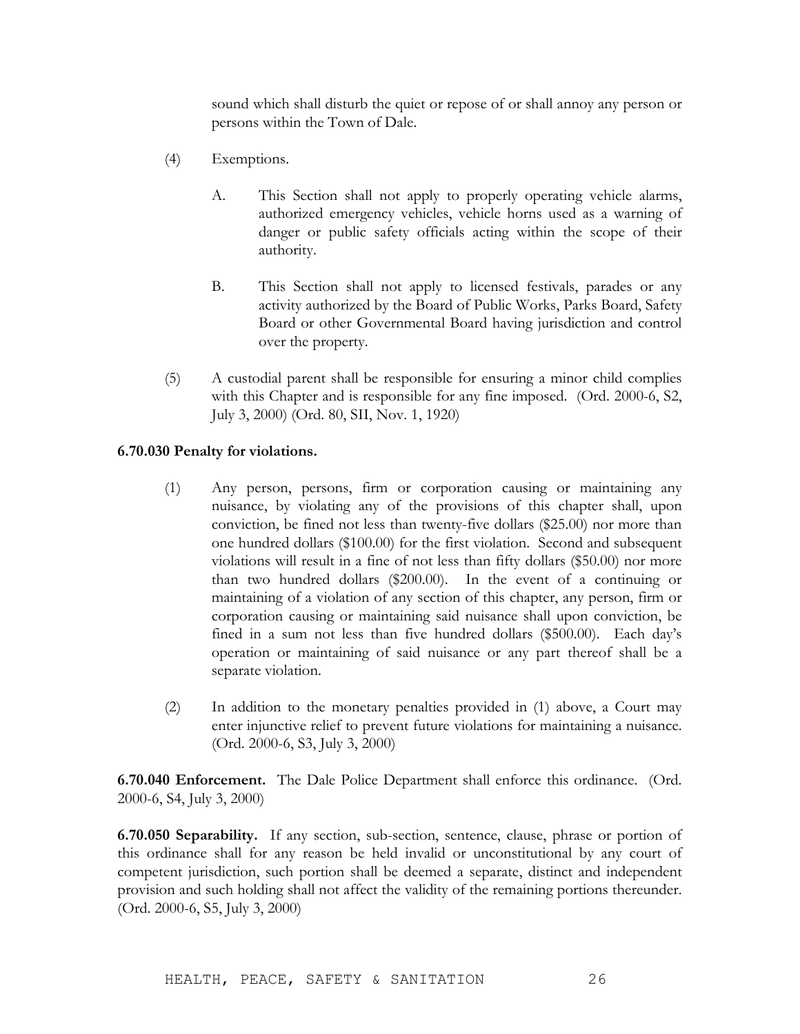sound which shall disturb the quiet or repose of or shall annoy any person or persons within the Town of Dale.

(4) Exemptions.

A. This Section shall not apply to properly operating vehicle alarms, authorized emergency vehicles, vehicle horns used as a warning of danger or public safety officials acting within the scope of their authority.

B. This Section shall not apply to licensed festivals, parades or any activity authorized by the Board of Public Works, Parks Board, Safety Board or other Governmental Board having jurisdiction and control over the property.

(5) A custodial parent shall be responsible for ensuring a minor child complies with this Chapter and is responsible for any fine imposed. (Ord. 2000-6, S2, July 3, 2000) (Ord. 80, SII, Nov. 1, 1920)

**6.70.030 Penalty for violations.**

(1) Any person, persons, firm or corporation causing or maintaining any nuisance, by violating any of the provisions of this chapter shall, upon conviction, be fined not less than twenty-five dollars ($25.00) nor more than one hundred dollars ($100.00) for the first violation. Second and subsequent violations will result in a fine of not less than fifty dollars ($50.00) nor more than two hundred dollars ($200.00). In the event of a continuing or maintaining of a violation of any section of this chapter, any person, firm or corporation causing or maintaining said nuisance shall upon conviction, be fined in a sum not less than five hundred dollars ($500.00). Each day's operation or maintaining of said nuisance or any part thereof shall be a separate violation.

(2) In addition to the monetary penalties provided in (1) above, a Court may enter injunctive relief to prevent future violations for maintaining a nuisance. (Ord. 2000-6, S3, July 3, 2000)

**6.70.040 Enforcement.** The Dale Police Department shall enforce this ordinance. (Ord. 2000-6, S4, July 3, 2000)

**6.70.050 Separability.** If any section, sub-section, sentence, clause, phrase or portion of this ordinance shall for any reason be held invalid or unconstitutional by any court of competent jurisdiction, such portion shall be deemed a separate, distinct and independent provision and such holding shall not affect the validity of the remaining portions thereunder. (Ord. 2000-6, S5, July 3, 2000)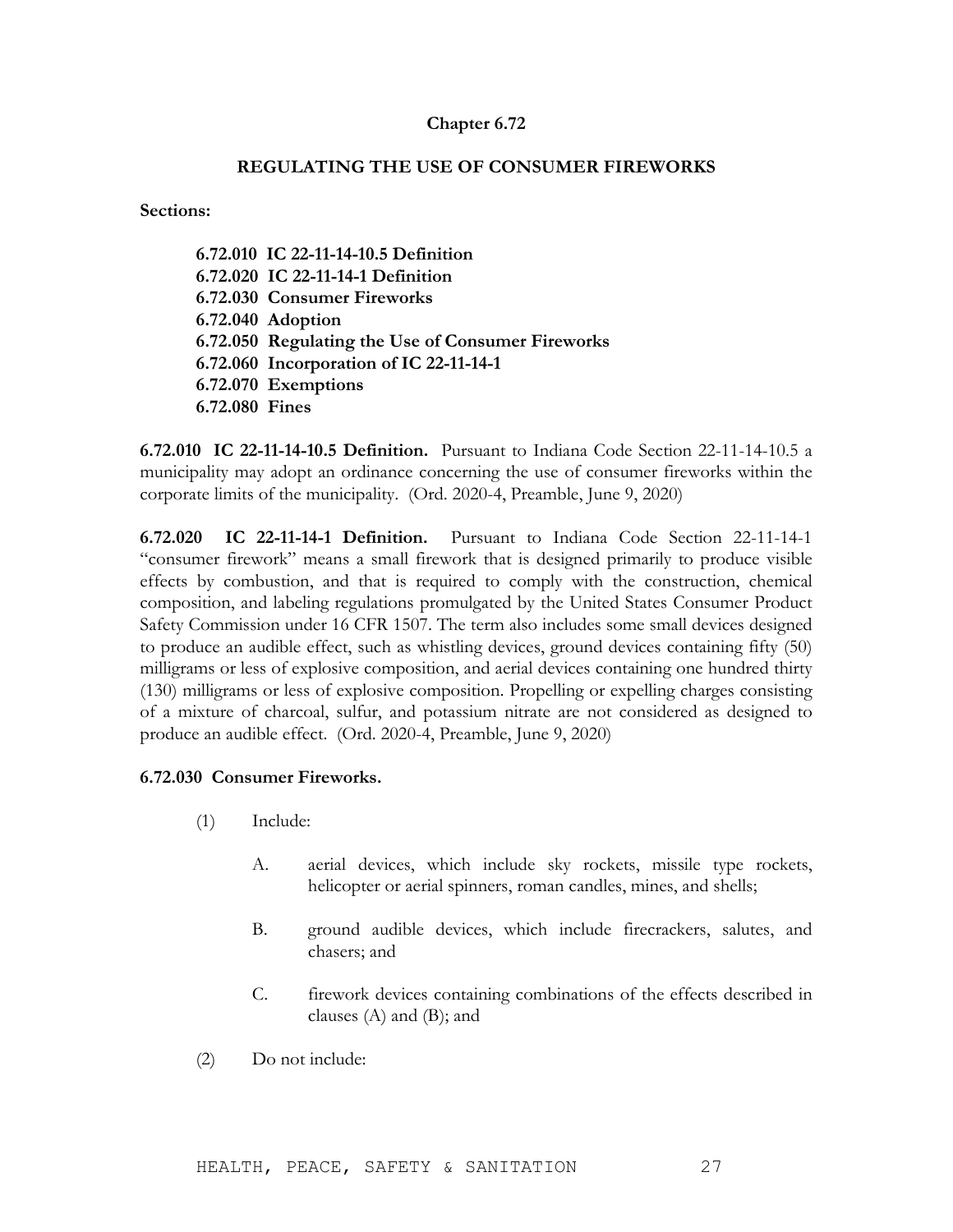## Chapter 6.72

### REGULATING THE USE OF CONSUMER FIREWORKS

**Sections:**

> **6.72.010 IC 22-11-14-10.5 Definition**
> **6.72.020 IC 22-11-14-1 Definition**
> **6.72.030 Consumer Fireworks**
> **6.72.040 Adoption**
> **6.72.050 Regulating the Use of Consumer Fireworks**
> **6.72.060 Incorporation of IC 22-11-14-1**
> **6.72.070 Exemptions**
> **6.72.080 Fines**

**6.72.010 IC 22-11-14-10.5 Definition.** Pursuant to Indiana Code Section 22-11-14-10.5 a municipality may adopt an ordinance concerning the use of consumer fireworks within the corporate limits of the municipality. (Ord. 2020-4, Preamble, June 9, 2020)

**6.72.020 IC 22-11-14-1 Definition.** Pursuant to Indiana Code Section 22-11-14-1 "consumer firework" means a small firework that is designed primarily to produce visible effects by combustion, and that is required to comply with the construction, chemical composition, and labeling regulations promulgated by the United States Consumer Product Safety Commission under 16 CFR 1507. The term also includes some small devices designed to produce an audible effect, such as whistling devices, ground devices containing fifty (50) milligrams or less of explosive composition, and aerial devices containing one hundred thirty (130) milligrams or less of explosive composition. Propelling or expelling charges consisting of a mixture of charcoal, sulfur, and potassium nitrate are not considered as designed to produce an audible effect. (Ord. 2020-4, Preamble, June 9, 2020)

**6.72.030 Consumer Fireworks.**

(1) Include:

A. aerial devices, which include sky rockets, missile type rockets, helicopter or aerial spinners, roman candles, mines, and shells;

B. ground audible devices, which include firecrackers, salutes, and chasers; and

C. firework devices containing combinations of the effects described in clauses (A) and (B); and

(2) Do not include: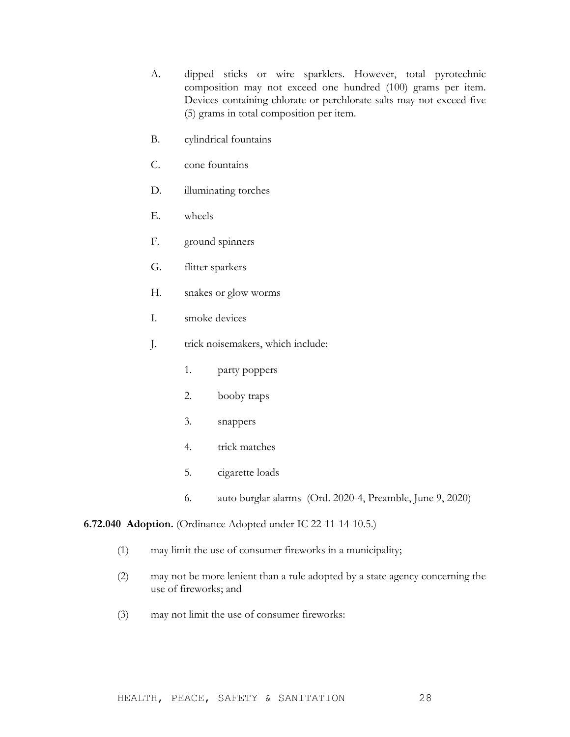A. dipped sticks or wire sparklers. However, total pyrotechnic composition may not exceed one hundred (100) grams per item. Devices containing chlorate or perchlorate salts may not exceed five (5) grams in total composition per item.

B. cylindrical fountains

C. cone fountains

D. illuminating torches

E. wheels

F. ground spinners

G. flitter sparkers

H. snakes or glow worms

I. smoke devices

J. trick noisemakers, which include:

1. party poppers

2. booby traps

3. snappers

4. trick matches

5. cigarette loads

6. auto burglar alarms (Ord. 2020-4, Preamble, June 9, 2020)

**6.72.040 Adoption.** (Ordinance Adopted under IC 22-11-14-10.5.)

(1) may limit the use of consumer fireworks in a municipality;

(2) may not be more lenient than a rule adopted by a state agency concerning the use of fireworks; and

(3) may not limit the use of consumer fireworks: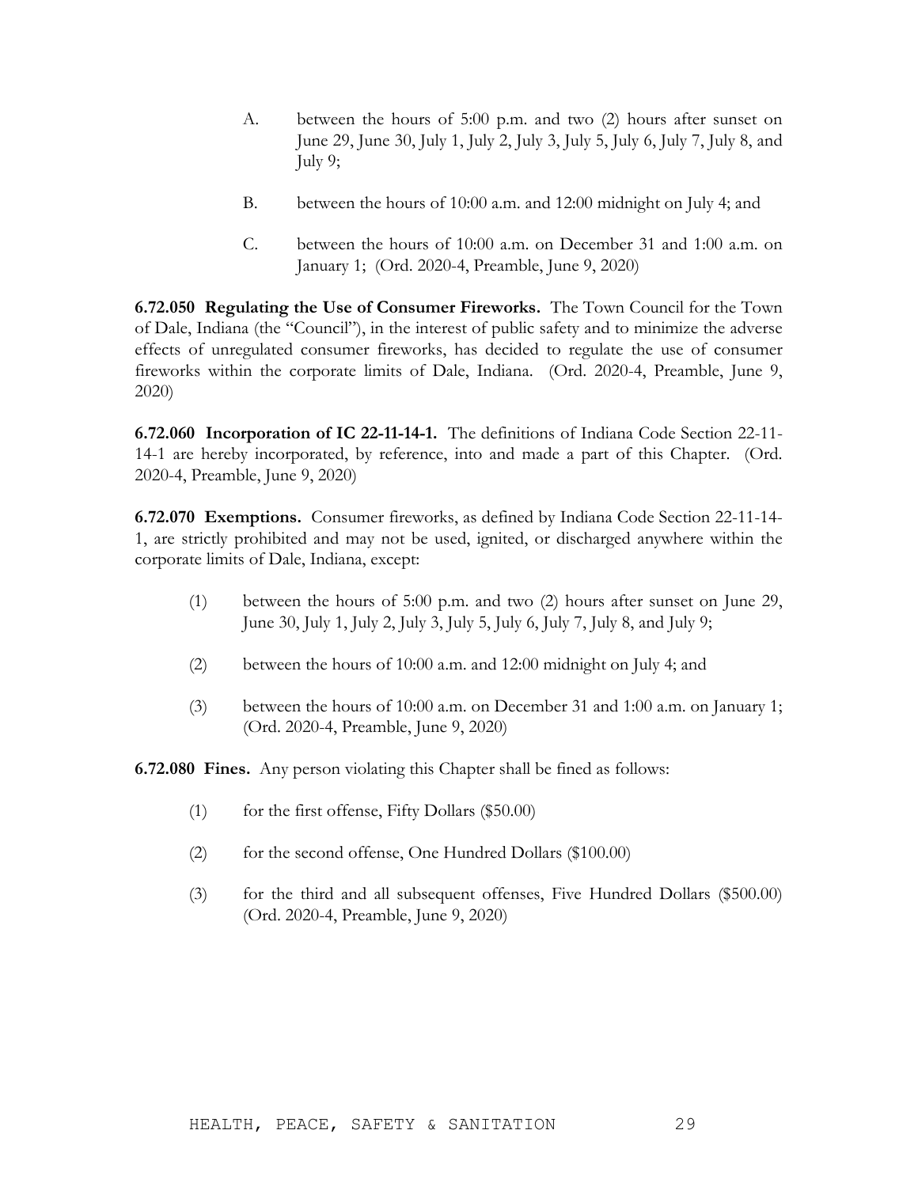A. between the hours of 5:00 p.m. and two (2) hours after sunset on June 29, June 30, July 1, July 2, July 3, July 5, July 6, July 7, July 8, and July 9;

B. between the hours of 10:00 a.m. and 12:00 midnight on July 4; and

C. between the hours of 10:00 a.m. on December 31 and 1:00 a.m. on January 1; (Ord. 2020-4, Preamble, June 9, 2020)

**6.72.050 Regulating the Use of Consumer Fireworks.** The Town Council for the Town of Dale, Indiana (the "Council"), in the interest of public safety and to minimize the adverse effects of unregulated consumer fireworks, has decided to regulate the use of consumer fireworks within the corporate limits of Dale, Indiana. (Ord. 2020-4, Preamble, June 9, 2020)

**6.72.060 Incorporation of IC 22-11-14-1.** The definitions of Indiana Code Section 22-11-14-1 are hereby incorporated, by reference, into and made a part of this Chapter. (Ord. 2020-4, Preamble, June 9, 2020)

**6.72.070 Exemptions.** Consumer fireworks, as defined by Indiana Code Section 22-11-14-1, are strictly prohibited and may not be used, ignited, or discharged anywhere within the corporate limits of Dale, Indiana, except:

(1) between the hours of 5:00 p.m. and two (2) hours after sunset on June 29, June 30, July 1, July 2, July 3, July 5, July 6, July 7, July 8, and July 9;

(2) between the hours of 10:00 a.m. and 12:00 midnight on July 4; and

(3) between the hours of 10:00 a.m. on December 31 and 1:00 a.m. on January 1; (Ord. 2020-4, Preamble, June 9, 2020)

**6.72.080 Fines.** Any person violating this Chapter shall be fined as follows:

(1) for the first offense, Fifty Dollars ($50.00)

(2) for the second offense, One Hundred Dollars ($100.00)

(3) for the third and all subsequent offenses, Five Hundred Dollars ($500.00) (Ord. 2020-4, Preamble, June 9, 2020)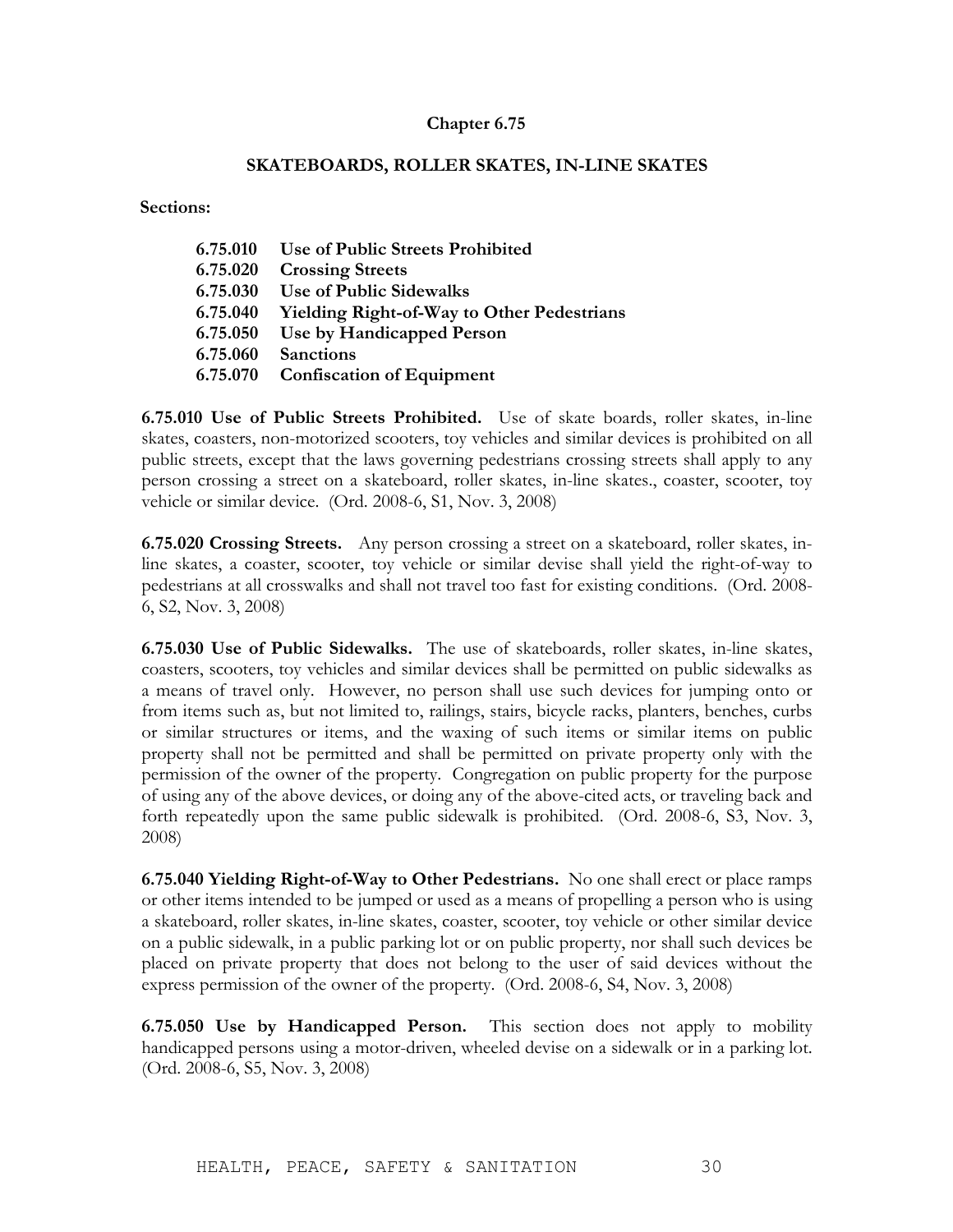# Chapter 6.75

## SKATEBOARDS, ROLLER SKATES, IN-LINE SKATES

**Sections:**

- **6.75.010 Use of Public Streets Prohibited**
- **6.75.020 Crossing Streets**
- **6.75.030 Use of Public Sidewalks**
- **6.75.040 Yielding Right-of-Way to Other Pedestrians**
- **6.75.050 Use by Handicapped Person**
- **6.75.060 Sanctions**
- **6.75.070 Confiscation of Equipment**

**6.75.010 Use of Public Streets Prohibited.** Use of skate boards, roller skates, in-line skates, coasters, non-motorized scooters, toy vehicles and similar devices is prohibited on all public streets, except that the laws governing pedestrians crossing streets shall apply to any person crossing a street on a skateboard, roller skates, in-line skates., coaster, scooter, toy vehicle or similar device. (Ord. 2008-6, S1, Nov. 3, 2008)

**6.75.020 Crossing Streets.** Any person crossing a street on a skateboard, roller skates, in-line skates, a coaster, scooter, toy vehicle or similar devise shall yield the right-of-way to pedestrians at all crosswalks and shall not travel too fast for existing conditions. (Ord. 2008-6, S2, Nov. 3, 2008)

**6.75.030 Use of Public Sidewalks.** The use of skateboards, roller skates, in-line skates, coasters, scooters, toy vehicles and similar devices shall be permitted on public sidewalks as a means of travel only. However, no person shall use such devices for jumping onto or from items such as, but not limited to, railings, stairs, bicycle racks, planters, benches, curbs or similar structures or items, and the waxing of such items or similar items on public property shall not be permitted and shall be permitted on private property only with the permission of the owner of the property. Congregation on public property for the purpose of using any of the above devices, or doing any of the above-cited acts, or traveling back and forth repeatedly upon the same public sidewalk is prohibited. (Ord. 2008-6, S3, Nov. 3, 2008)

**6.75.040 Yielding Right-of-Way to Other Pedestrians.** No one shall erect or place ramps or other items intended to be jumped or used as a means of propelling a person who is using a skateboard, roller skates, in-line skates, coaster, scooter, toy vehicle or other similar device on a public sidewalk, in a public parking lot or on public property, nor shall such devices be placed on private property that does not belong to the user of said devices without the express permission of the owner of the property. (Ord. 2008-6, S4, Nov. 3, 2008)

**6.75.050 Use by Handicapped Person.** This section does not apply to mobility handicapped persons using a motor-driven, wheeled devise on a sidewalk or in a parking lot. (Ord. 2008-6, S5, Nov. 3, 2008)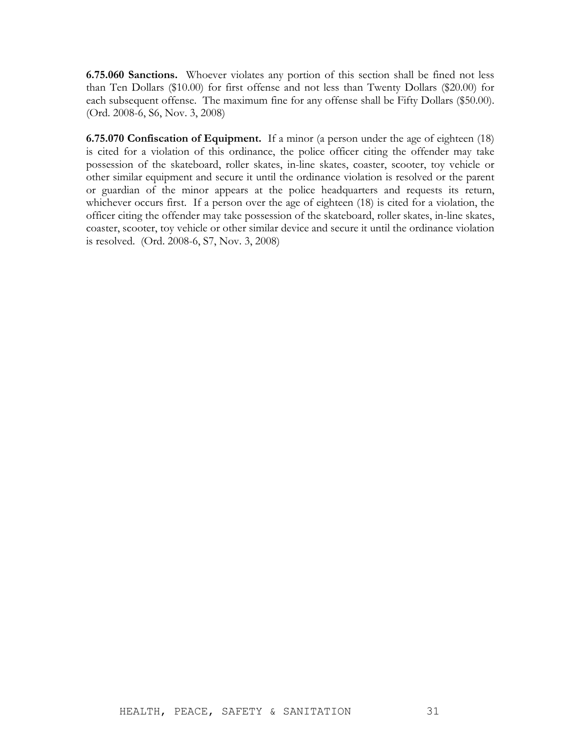**6.75.060 Sanctions.** Whoever violates any portion of this section shall be fined not less than Ten Dollars ($10.00) for first offense and not less than Twenty Dollars ($20.00) for each subsequent offense. The maximum fine for any offense shall be Fifty Dollars ($50.00). (Ord. 2008-6, S6, Nov. 3, 2008)

**6.75.070 Confiscation of Equipment.** If a minor (a person under the age of eighteen (18) is cited for a violation of this ordinance, the police officer citing the offender may take possession of the skateboard, roller skates, in-line skates, coaster, scooter, toy vehicle or other similar equipment and secure it until the ordinance violation is resolved or the parent or guardian of the minor appears at the police headquarters and requests its return, whichever occurs first. If a person over the age of eighteen (18) is cited for a violation, the officer citing the offender may take possession of the skateboard, roller skates, in-line skates, coaster, scooter, toy vehicle or other similar device and secure it until the ordinance violation is resolved. (Ord. 2008-6, S7, Nov. 3, 2008)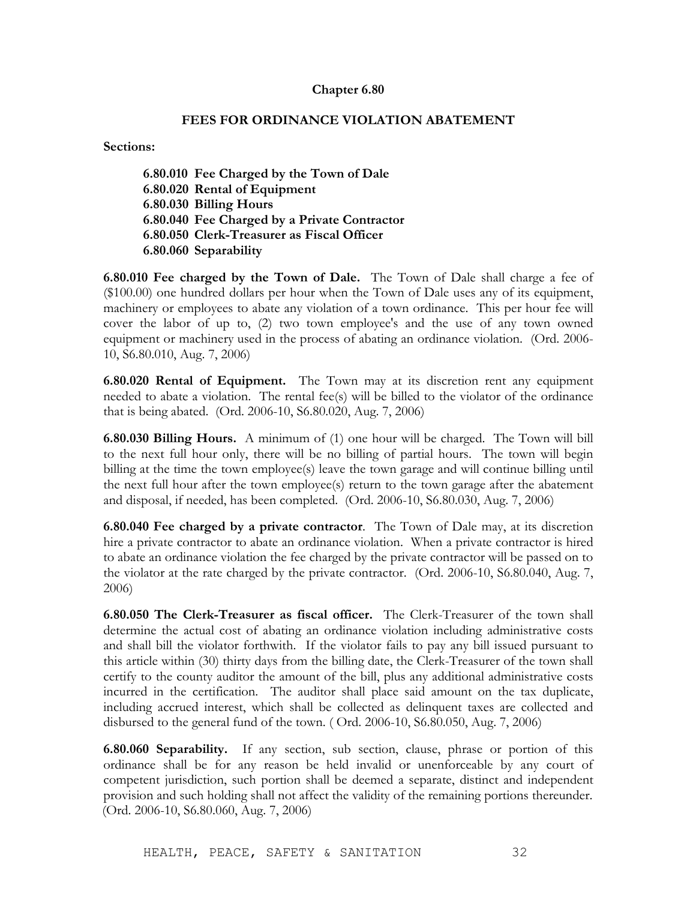# Chapter 6.80

## FEES FOR ORDINANCE VIOLATION ABATEMENT

**Sections:**

> **6.80.010 Fee Charged by the Town of Dale**
> **6.80.020 Rental of Equipment**
> **6.80.030 Billing Hours**
> **6.80.040 Fee Charged by a Private Contractor**
> **6.80.050 Clerk-Treasurer as Fiscal Officer**
> **6.80.060 Separability**

**6.80.010 Fee charged by the Town of Dale.** The Town of Dale shall charge a fee of ($100.00) one hundred dollars per hour when the Town of Dale uses any of its equipment, machinery or employees to abate any violation of a town ordinance. This per hour fee will cover the labor of up to, (2) two town employee's and the use of any town owned equipment or machinery used in the process of abating an ordinance violation. (Ord. 2006-10, S6.80.010, Aug. 7, 2006)

**6.80.020 Rental of Equipment.** The Town may at its discretion rent any equipment needed to abate a violation. The rental fee(s) will be billed to the violator of the ordinance that is being abated. (Ord. 2006-10, S6.80.020, Aug. 7, 2006)

**6.80.030 Billing Hours.** A minimum of (1) one hour will be charged. The Town will bill to the next full hour only, there will be no billing of partial hours. The town will begin billing at the time the town employee(s) leave the town garage and will continue billing until the next full hour after the town employee(s) return to the town garage after the abatement and disposal, if needed, has been completed. (Ord. 2006-10, S6.80.030, Aug. 7, 2006)

**6.80.040 Fee charged by a private contractor**. The Town of Dale may, at its discretion hire a private contractor to abate an ordinance violation. When a private contractor is hired to abate an ordinance violation the fee charged by the private contractor will be passed on to the violator at the rate charged by the private contractor. (Ord. 2006-10, S6.80.040, Aug. 7, 2006)

**6.80.050 The Clerk-Treasurer as fiscal officer.** The Clerk-Treasurer of the town shall determine the actual cost of abating an ordinance violation including administrative costs and shall bill the violator forthwith. If the violator fails to pay any bill issued pursuant to this article within (30) thirty days from the billing date, the Clerk-Treasurer of the town shall certify to the county auditor the amount of the bill, plus any additional administrative costs incurred in the certification. The auditor shall place said amount on the tax duplicate, including accrued interest, which shall be collected as delinquent taxes are collected and disbursed to the general fund of the town. ( Ord. 2006-10, S6.80.050, Aug. 7, 2006)

**6.80.060 Separability.** If any section, sub section, clause, phrase or portion of this ordinance shall be for any reason be held invalid or unenforceable by any court of competent jurisdiction, such portion shall be deemed a separate, distinct and independent provision and such holding shall not affect the validity of the remaining portions thereunder. (Ord. 2006-10, S6.80.060, Aug. 7, 2006)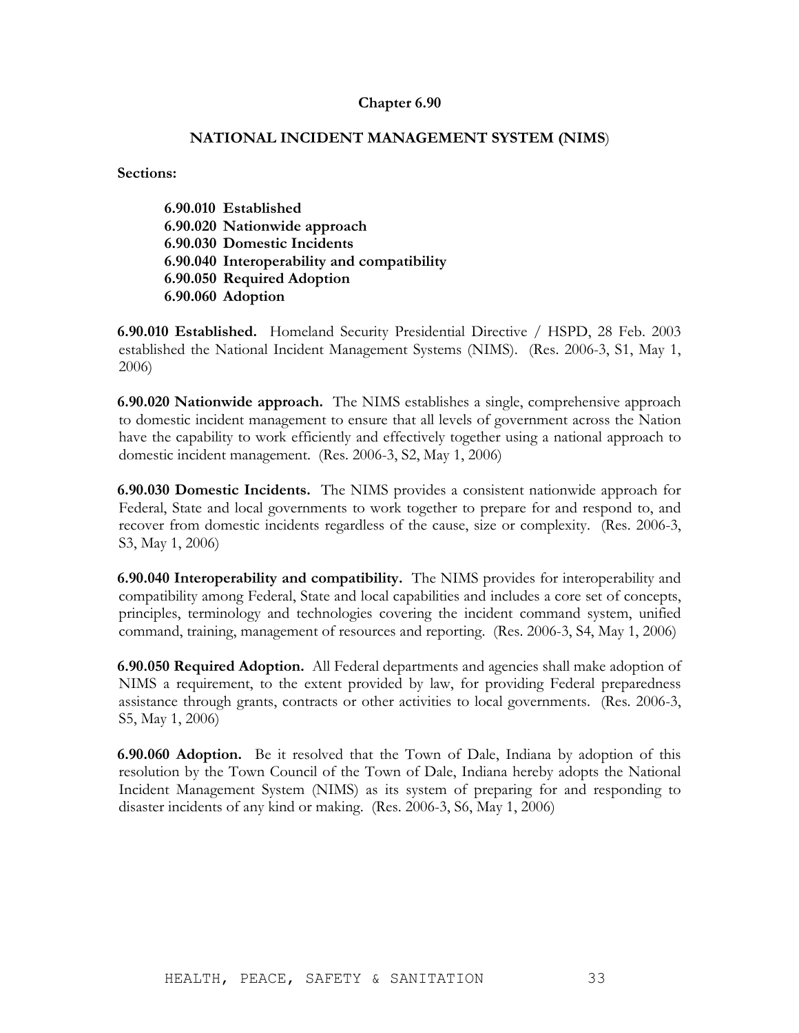## Chapter 6.90

### NATIONAL INCIDENT MANAGEMENT SYSTEM (NIMS)

**Sections:**

**6.90.010 Established**
**6.90.020 Nationwide approach**
**6.90.030 Domestic Incidents**
**6.90.040 Interoperability and compatibility**
**6.90.050 Required Adoption**
**6.90.060 Adoption**

**6.90.010 Established.** Homeland Security Presidential Directive / HSPD, 28 Feb. 2003 established the National Incident Management Systems (NIMS). (Res. 2006-3, S1, May 1, 2006)

**6.90.020 Nationwide approach.** The NIMS establishes a single, comprehensive approach to domestic incident management to ensure that all levels of government across the Nation have the capability to work efficiently and effectively together using a national approach to domestic incident management. (Res. 2006-3, S2, May 1, 2006)

**6.90.030 Domestic Incidents.** The NIMS provides a consistent nationwide approach for Federal, State and local governments to work together to prepare for and respond to, and recover from domestic incidents regardless of the cause, size or complexity. (Res. 2006-3, S3, May 1, 2006)

**6.90.040 Interoperability and compatibility.** The NIMS provides for interoperability and compatibility among Federal, State and local capabilities and includes a core set of concepts, principles, terminology and technologies covering the incident command system, unified command, training, management of resources and reporting. (Res. 2006-3, S4, May 1, 2006)

**6.90.050 Required Adoption.** All Federal departments and agencies shall make adoption of NIMS a requirement, to the extent provided by law, for providing Federal preparedness assistance through grants, contracts or other activities to local governments. (Res. 2006-3, S5, May 1, 2006)

**6.90.060 Adoption.** Be it resolved that the Town of Dale, Indiana by adoption of this resolution by the Town Council of the Town of Dale, Indiana hereby adopts the National Incident Management System (NIMS) as its system of preparing for and responding to disaster incidents of any kind or making. (Res. 2006-3, S6, May 1, 2006)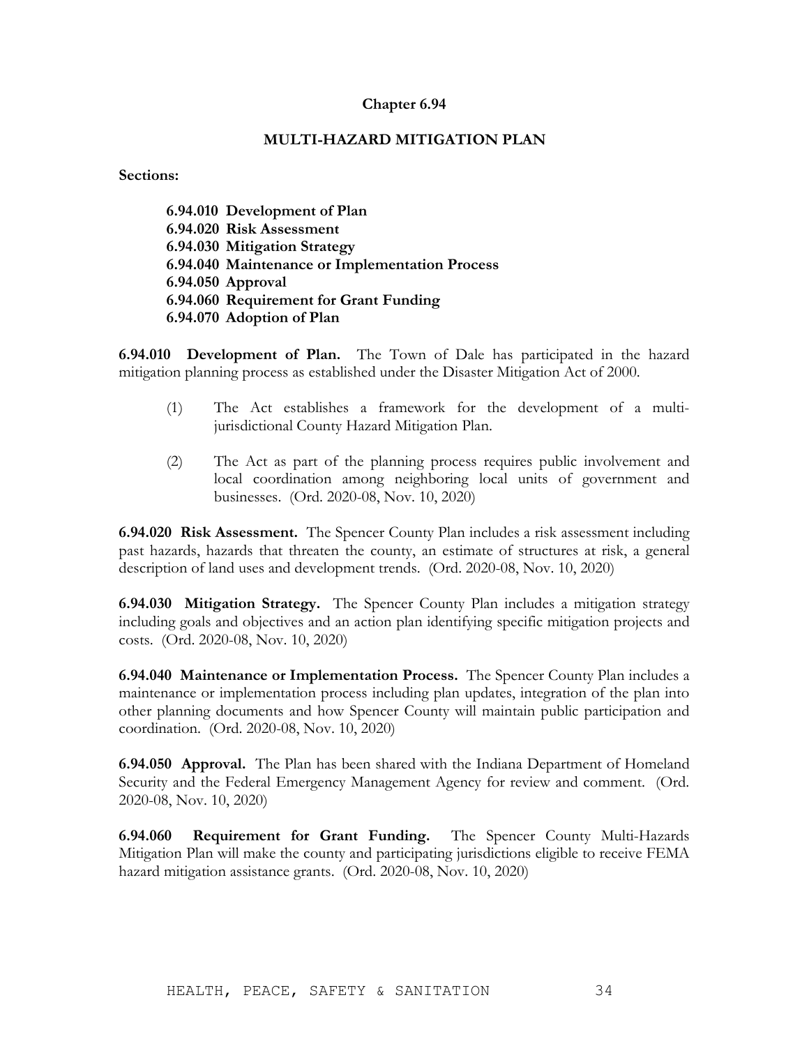# Chapter 6.94

## MULTI-HAZARD MITIGATION PLAN

**Sections:**

- **6.94.010 Development of Plan**
- **6.94.020 Risk Assessment**
- **6.94.030 Mitigation Strategy**
- **6.94.040 Maintenance or Implementation Process**
- **6.94.050 Approval**
- **6.94.060 Requirement for Grant Funding**
- **6.94.070 Adoption of Plan**

**6.94.010 Development of Plan.** The Town of Dale has participated in the hazard mitigation planning process as established under the Disaster Mitigation Act of 2000.

(1) The Act establishes a framework for the development of a multi-jurisdictional County Hazard Mitigation Plan.

(2) The Act as part of the planning process requires public involvement and local coordination among neighboring local units of government and businesses. (Ord. 2020-08, Nov. 10, 2020)

**6.94.020 Risk Assessment.** The Spencer County Plan includes a risk assessment including past hazards, hazards that threaten the county, an estimate of structures at risk, a general description of land uses and development trends. (Ord. 2020-08, Nov. 10, 2020)

**6.94.030 Mitigation Strategy.** The Spencer County Plan includes a mitigation strategy including goals and objectives and an action plan identifying specific mitigation projects and costs. (Ord. 2020-08, Nov. 10, 2020)

**6.94.040 Maintenance or Implementation Process.** The Spencer County Plan includes a maintenance or implementation process including plan updates, integration of the plan into other planning documents and how Spencer County will maintain public participation and coordination. (Ord. 2020-08, Nov. 10, 2020)

**6.94.050 Approval.** The Plan has been shared with the Indiana Department of Homeland Security and the Federal Emergency Management Agency for review and comment. (Ord. 2020-08, Nov. 10, 2020)

**6.94.060 Requirement for Grant Funding.** The Spencer County Multi-Hazards Mitigation Plan will make the county and participating jurisdictions eligible to receive FEMA hazard mitigation assistance grants. (Ord. 2020-08, Nov. 10, 2020)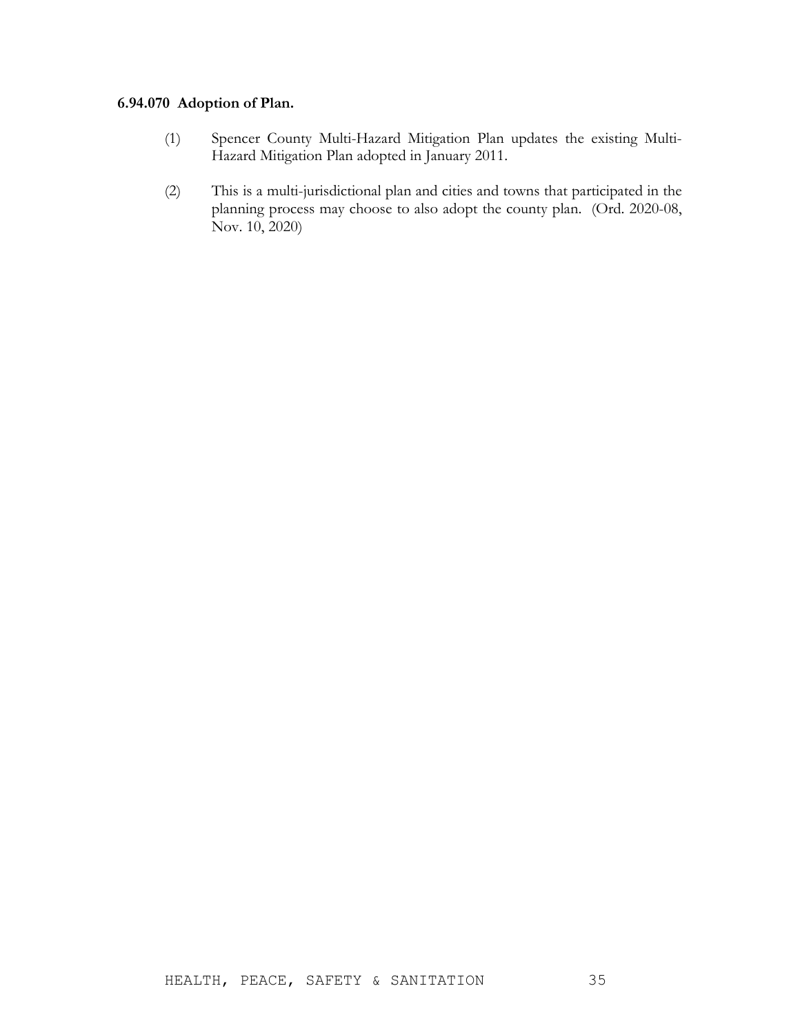**6.94.070 Adoption of Plan.**

(1) Spencer County Multi-Hazard Mitigation Plan updates the existing Multi-Hazard Mitigation Plan adopted in January 2011.

(2) This is a multi-jurisdictional plan and cities and towns that participated in the planning process may choose to also adopt the county plan. (Ord. 2020-08, Nov. 10, 2020)